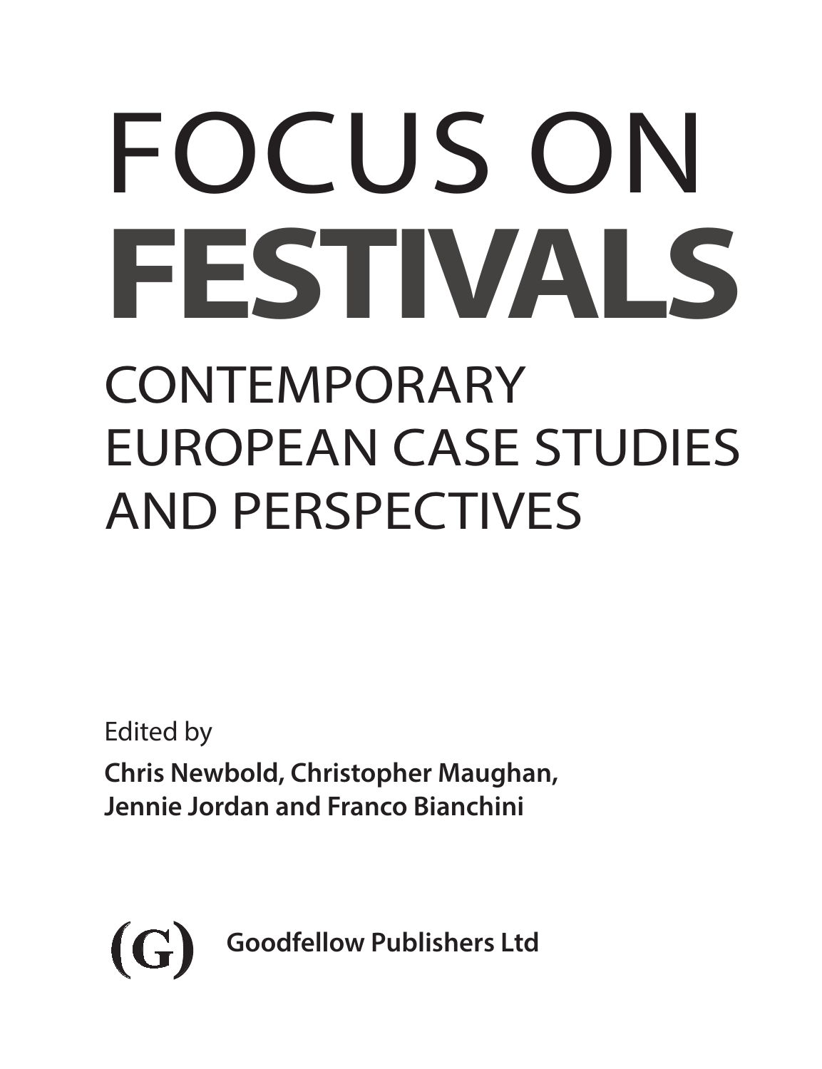# FOCUS ON **FESTIVALS**

## CONTEMPORARY EUROPEAN CASE STUDIES AND PERSPECTIVES

Edited by

**Chris Newbold, Christopher Maughan, Jennie Jordan and Franco Bianchini**

(G) **Goodfellow Publishers Ltd**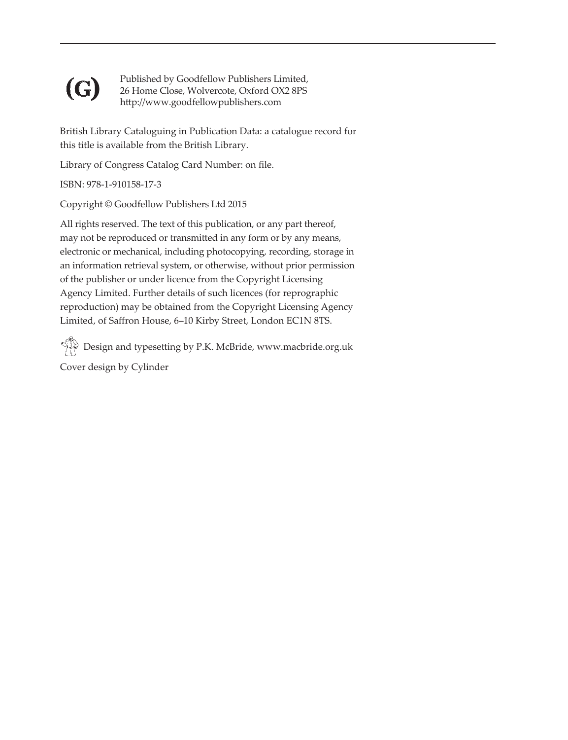(G) Published by Goodfellow Publishers Limited,
26 Home Close, Wolvercote, Oxford OX2 8PS
http://www.goodfellowpublishers.com

British Library Cataloguing in Publication Data: a catalogue record for this title is available from the British Library.

Library of Congress Catalog Card Number: on file.

ISBN: 978-1-910158-17-3

Copyright © Goodfellow Publishers Ltd 2015

All rights reserved. The text of this publication, or any part thereof, may not be reproduced or transmitted in any form or by any means, electronic or mechanical, including photocopying, recording, storage in an information retrieval system, or otherwise, without prior permission of the publisher or under licence from the Copyright Licensing Agency Limited. Further details of such licences (for reprographic reproduction) may be obtained from the Copyright Licensing Agency Limited, of Saffron House, 6–10 Kirby Street, London EC1N 8TS.

Design and typesetting by P.K. McBride, www.macbride.org.uk

Cover design by Cylinder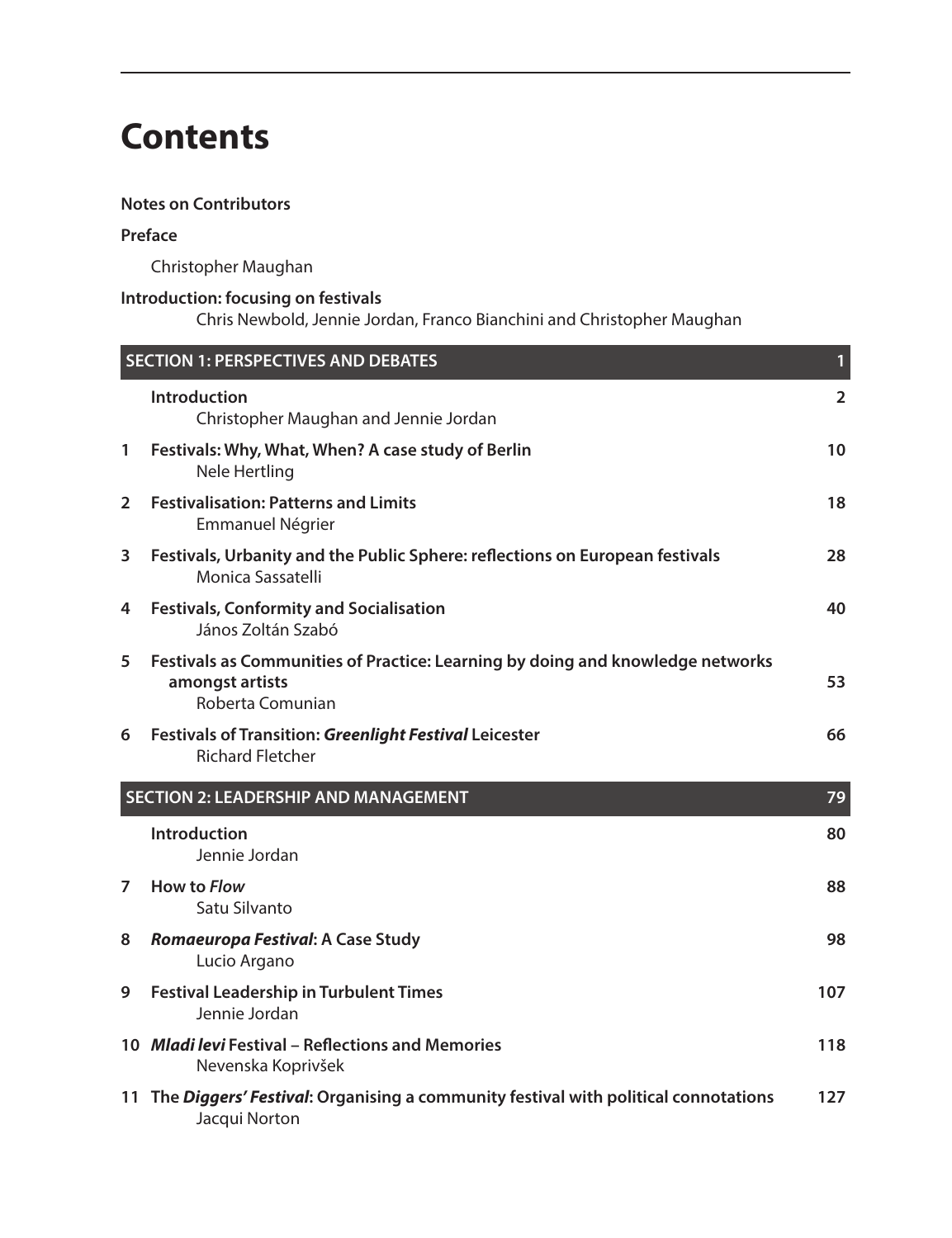# Contents

**Notes on Contributors**

**Preface**

Christopher Maughan

**Introduction: focusing on festivals**

Chris Newbold, Jennie Jordan, Franco Bianchini and Christopher Maughan

| | | |
|---|---|---|
| | **SECTION 1: PERSPECTIVES AND DEBATES** | **1** |
| | **Introduction**<br>Christopher Maughan and Jennie Jordan | **2** |
| **1** | **Festivals: Why, What, When? A case study of Berlin**<br>Nele Hertling | **10** |
| **2** | **Festivalisation: Patterns and Limits**<br>Emmanuel Négrier | **18** |
| **3** | **Festivals, Urbanity and the Public Sphere: reflections on European festivals**<br>Monica Sassatelli | **28** |
| **4** | **Festivals, Conformity and Socialisation**<br>János Zoltán Szabó | **40** |
| **5** | **Festivals as Communities of Practice: Learning by doing and knowledge networks amongst artists**<br>Roberta Comunian | **53** |
| **6** | **Festivals of Transition: *Greenlight Festival* Leicester**<br>Richard Fletcher | **66** |
| | **SECTION 2: LEADERSHIP AND MANAGEMENT** | **79** |
| | **Introduction**<br>Jennie Jordan | **80** |
| **7** | **How to *Flow***<br>Satu Silvanto | **88** |
| **8** | ***Romaeuropa Festival*: A Case Study**<br>Lucio Argano | **98** |
| **9** | **Festival Leadership in Turbulent Times**<br>Jennie Jordan | **107** |
| **10** | ***Mladi levi* Festival – Reflections and Memories**<br>Nevenska Koprivšek | **118** |
| **11** | **The *Diggers' Festival*: Organising a community festival with political connotations**<br>Jacqui Norton | **127** |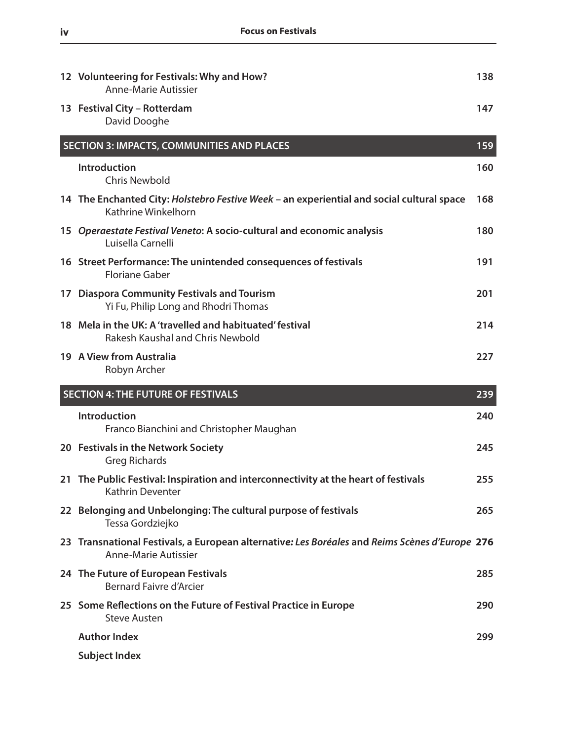**12 Volunteering for Festivals: Why and How?** — **138**
Anne-Marie Autissier

**13 Festival City – Rotterdam** — **147**
David Dooghe

## SECTION 3: IMPACTS, COMMUNITIES AND PLACES — 159

**Introduction** — **160**
Chris Newbold

**14 The Enchanted City: *Holstebro Festive Week* – an experiential and social cultural space** — **168**
Kathrine Winkelhorn

**15 *Operaestate Festival Veneto*: A socio-cultural and economic analysis** — **180**
Luisella Carnelli

**16 Street Performance: The unintended consequences of festivals** — **191**
Floriane Gaber

**17 Diaspora Community Festivals and Tourism** — **201**
Yi Fu, Philip Long and Rhodri Thomas

**18 Mela in the UK: A 'travelled and habituated' festival** — **214**
Rakesh Kaushal and Chris Newbold

**19 A View from Australia** — **227**
Robyn Archer

## SECTION 4: THE FUTURE OF FESTIVALS — 239

**Introduction** — **240**
Franco Bianchini and Christopher Maughan

**20 Festivals in the Network Society** — **245**
Greg Richards

**21 The Public Festival: Inspiration and interconnectivity at the heart of festivals** — **255**
Kathrin Deventer

**22 Belonging and Unbelonging: The cultural purpose of festivals** — **265**
Tessa Gordziejko

**23 Transnational Festivals, a European alternative: *Les Boréales* and *Reims Scènes d'Europe*** — **276**
Anne-Marie Autissier

**24 The Future of European Festivals** — **285**
Bernard Faivre d'Arcier

**25 Some Reflections on the Future of Festival Practice in Europe** — **290**
Steve Austen

**Author Index** — **299**

**Subject Index**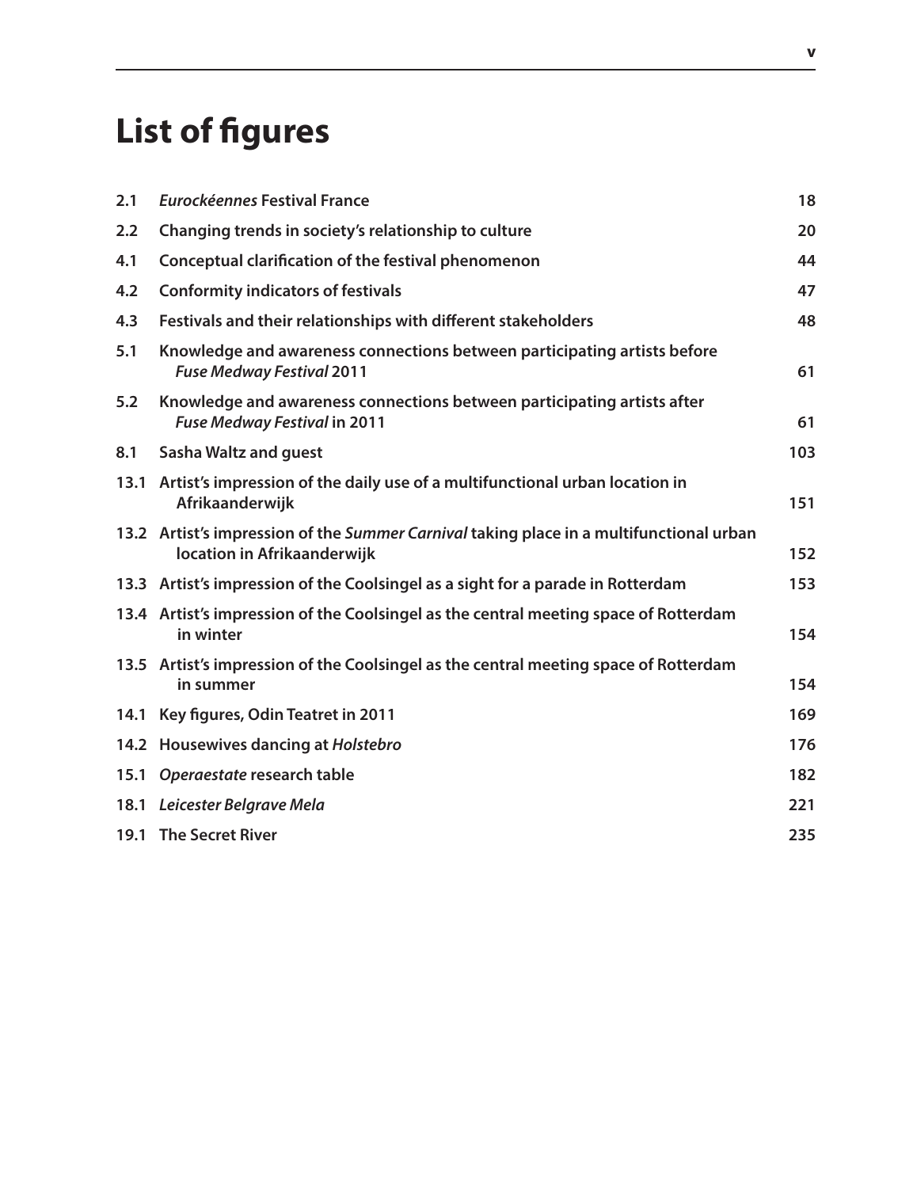# List of figures

| | | |
|---|---|---|
| 2.1 | *Eurockéennes* Festival France | 18 |
| 2.2 | Changing trends in society's relationship to culture | 20 |
| 4.1 | Conceptual clarification of the festival phenomenon | 44 |
| 4.2 | Conformity indicators of festivals | 47 |
| 4.3 | Festivals and their relationships with different stakeholders | 48 |
| 5.1 | Knowledge and awareness connections between participating artists before *Fuse Medway Festival* 2011 | 61 |
| 5.2 | Knowledge and awareness connections between participating artists after *Fuse Medway Festival* in 2011 | 61 |
| 8.1 | Sasha Waltz and guest | 103 |
| 13.1 | Artist's impression of the daily use of a multifunctional urban location in Afrikaanderwijk | 151 |
| 13.2 | Artist's impression of the *Summer Carnival* taking place in a multifunctional urban location in Afrikaanderwijk | 152 |
| 13.3 | Artist's impression of the Coolsingel as a sight for a parade in Rotterdam | 153 |
| 13.4 | Artist's impression of the Coolsingel as the central meeting space of Rotterdam in winter | 154 |
| 13.5 | Artist's impression of the Coolsingel as the central meeting space of Rotterdam in summer | 154 |
| 14.1 | Key figures, Odin Teatret in 2011 | 169 |
| 14.2 | Housewives dancing at *Holstebro* | 176 |
| 15.1 | *Operaestate* research table | 182 |
| 18.1 | *Leicester Belgrave Mela* | 221 |
| 19.1 | The Secret River | 235 |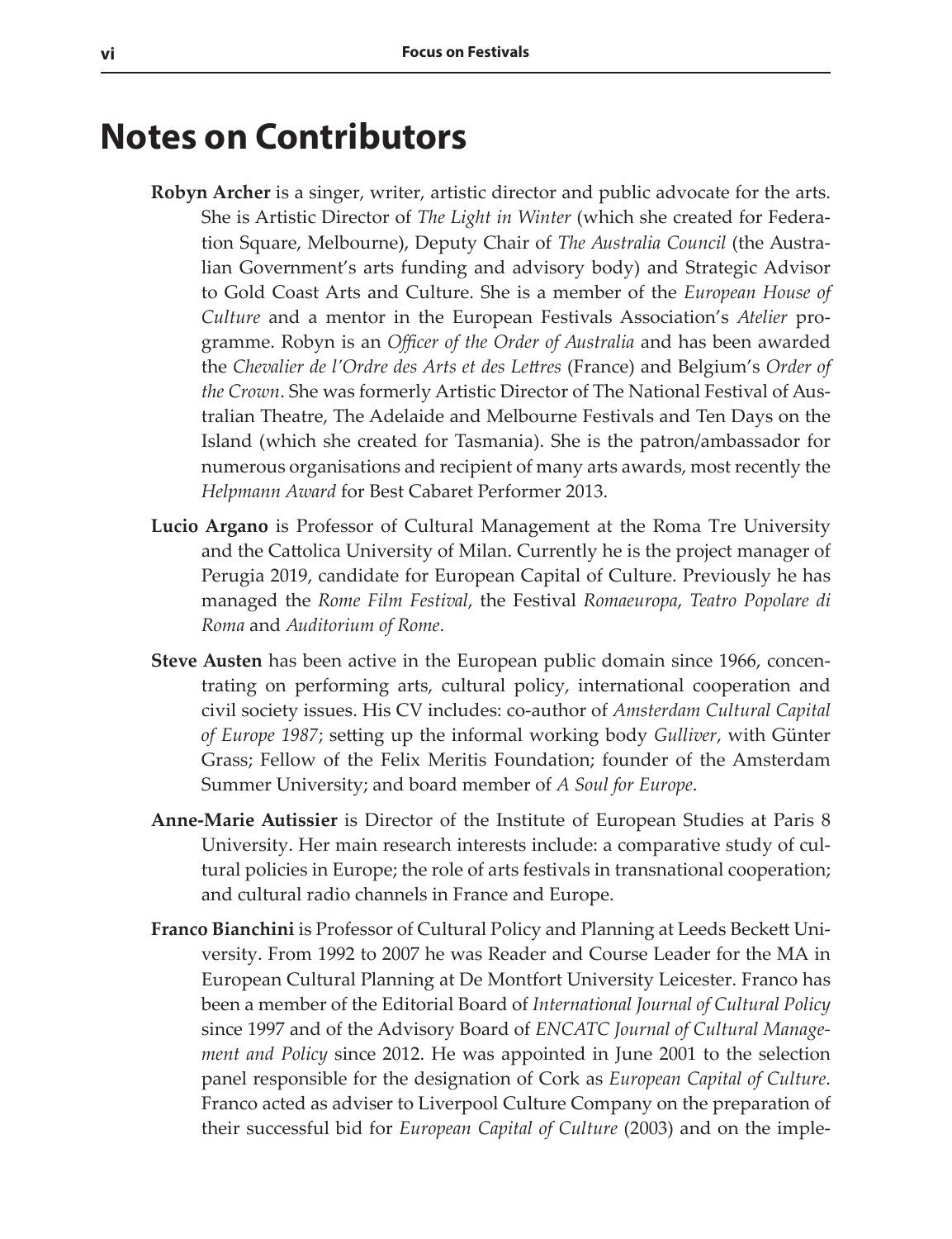# Notes on Contributors

**Robyn Archer** is a singer, writer, artistic director and public advocate for the arts. She is Artistic Director of *The Light in Winter* (which she created for Federation Square, Melbourne), Deputy Chair of *The Australia Council* (the Australian Government's arts funding and advisory body) and Strategic Advisor to Gold Coast Arts and Culture. She is a member of the *European House of Culture* and a mentor in the European Festivals Association's *Atelier* programme. Robyn is an *Officer of the Order of Australia* and has been awarded the *Chevalier de l'Ordre des Arts et des Lettres* (France) and Belgium's *Order of the Crown*. She was formerly Artistic Director of The National Festival of Australian Theatre, The Adelaide and Melbourne Festivals and Ten Days on the Island (which she created for Tasmania). She is the patron/ambassador for numerous organisations and recipient of many arts awards, most recently the *Helpmann Award* for Best Cabaret Performer 2013.

**Lucio Argano** is Professor of Cultural Management at the Roma Tre University and the Cattolica University of Milan. Currently he is the project manager of Perugia 2019, candidate for European Capital of Culture. Previously he has managed the *Rome Film Festival*, the Festival *Romaeuropa*, *Teatro Popolare di Roma* and *Auditorium of Rome*.

**Steve Austen** has been active in the European public domain since 1966, concentrating on performing arts, cultural policy, international cooperation and civil society issues. His CV includes: co-author of *Amsterdam Cultural Capital of Europe 1987*; setting up the informal working body *Gulliver*, with Günter Grass; Fellow of the Felix Meritis Foundation; founder of the Amsterdam Summer University; and board member of *A Soul for Europe*.

**Anne-Marie Autissier** is Director of the Institute of European Studies at Paris 8 University. Her main research interests include: a comparative study of cultural policies in Europe; the role of arts festivals in transnational cooperation; and cultural radio channels in France and Europe.

**Franco Bianchini** is Professor of Cultural Policy and Planning at Leeds Beckett University. From 1992 to 2007 he was Reader and Course Leader for the MA in European Cultural Planning at De Montfort University Leicester. Franco has been a member of the Editorial Board of *International Journal of Cultural Policy* since 1997 and of the Advisory Board of *ENCATC Journal of Cultural Management and Policy* since 2012. He was appointed in June 2001 to the selection panel responsible for the designation of Cork as *European Capital of Culture*. Franco acted as adviser to Liverpool Culture Company on the preparation of their successful bid for *European Capital of Culture* (2003) and on the imple-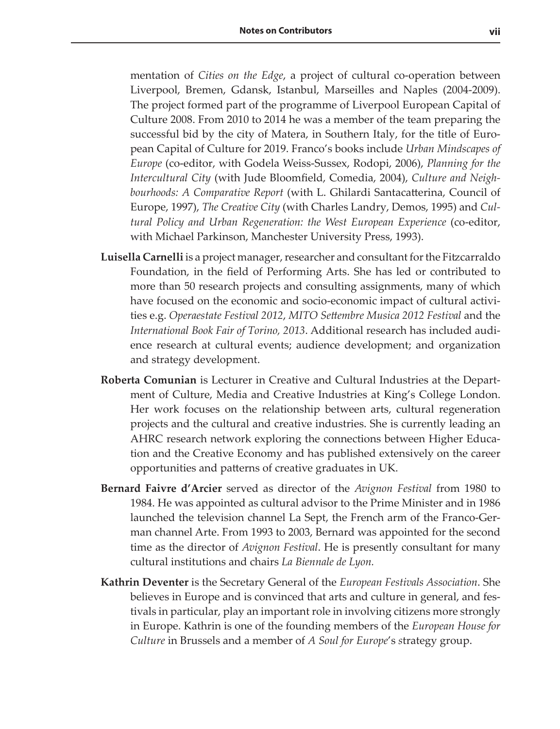mentation of *Cities on the Edge*, a project of cultural co-operation between Liverpool, Bremen, Gdansk, Istanbul, Marseilles and Naples (2004-2009). The project formed part of the programme of Liverpool European Capital of Culture 2008. From 2010 to 2014 he was a member of the team preparing the successful bid by the city of Matera, in Southern Italy, for the title of European Capital of Culture for 2019. Franco's books include *Urban Mindscapes of Europe* (co-editor, with Godela Weiss-Sussex, Rodopi, 2006), *Planning for the Intercultural City* (with Jude Bloomfield, Comedia, 2004), *Culture and Neighbourhoods: A Comparative Report* (with L. Ghilardi Santacatterina, Council of Europe, 1997), *The Creative City* (with Charles Landry, Demos, 1995) and *Cultural Policy and Urban Regeneration: the West European Experience* (co-editor, with Michael Parkinson, Manchester University Press, 1993).

**Luisella Carnelli** is a project manager, researcher and consultant for the Fitzcarraldo Foundation, in the field of Performing Arts. She has led or contributed to more than 50 research projects and consulting assignments, many of which have focused on the economic and socio-economic impact of cultural activities e.g. *Operaestate Festival 2012*, *MITO Settembre Musica 2012 Festival* and the *International Book Fair of Torino, 2013*. Additional research has included audience research at cultural events; audience development; and organization and strategy development.

**Roberta Comunian** is Lecturer in Creative and Cultural Industries at the Department of Culture, Media and Creative Industries at King's College London. Her work focuses on the relationship between arts, cultural regeneration projects and the cultural and creative industries. She is currently leading an AHRC research network exploring the connections between Higher Education and the Creative Economy and has published extensively on the career opportunities and patterns of creative graduates in UK.

**Bernard Faivre d'Arcier** served as director of the *Avignon Festival* from 1980 to 1984. He was appointed as cultural advisor to the Prime Minister and in 1986 launched the television channel La Sept, the French arm of the Franco-German channel Arte. From 1993 to 2003, Bernard was appointed for the second time as the director of *Avignon Festival*. He is presently consultant for many cultural institutions and chairs *La Biennale de Lyon.*

**Kathrin Deventer** is the Secretary General of the *European Festivals Association*. She believes in Europe and is convinced that arts and culture in general, and festivals in particular, play an important role in involving citizens more strongly in Europe. Kathrin is one of the founding members of the *European House for Culture* in Brussels and a member of *A Soul for Europe*'s strategy group.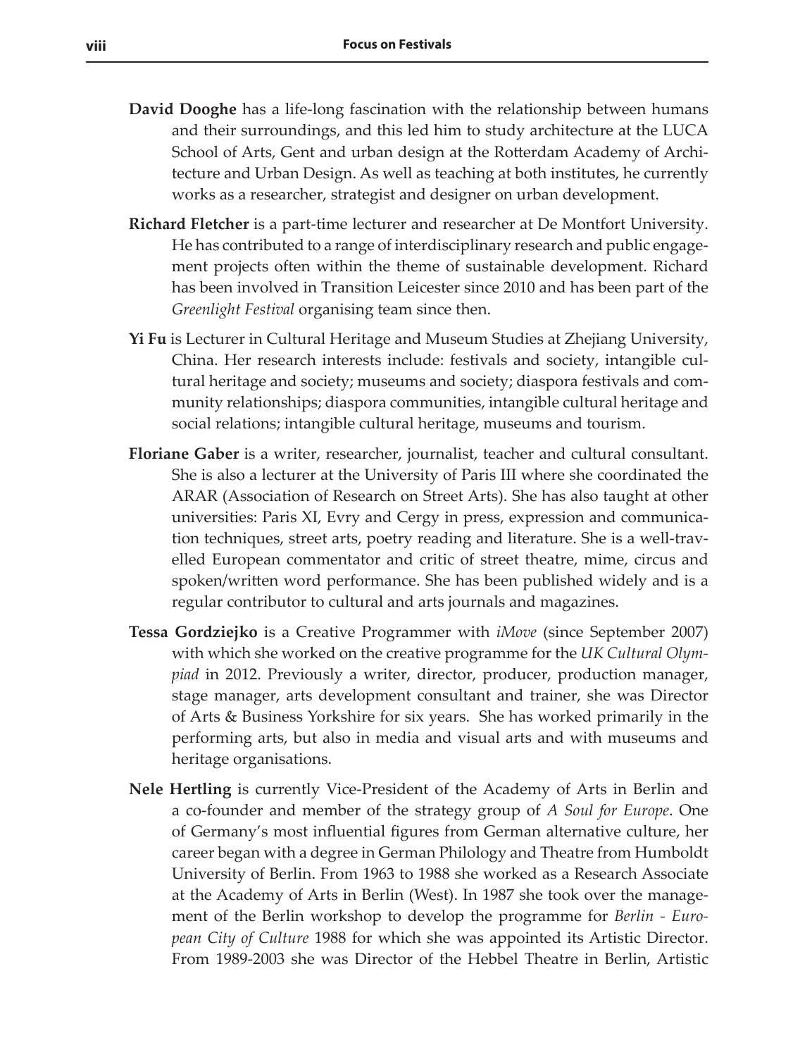**David Dooghe** has a life-long fascination with the relationship between humans and their surroundings, and this led him to study architecture at the LUCA School of Arts, Gent and urban design at the Rotterdam Academy of Architecture and Urban Design. As well as teaching at both institutes, he currently works as a researcher, strategist and designer on urban development.

**Richard Fletcher** is a part-time lecturer and researcher at De Montfort University. He has contributed to a range of interdisciplinary research and public engagement projects often within the theme of sustainable development. Richard has been involved in Transition Leicester since 2010 and has been part of the *Greenlight Festival* organising team since then.

**Yi Fu** is Lecturer in Cultural Heritage and Museum Studies at Zhejiang University, China. Her research interests include: festivals and society, intangible cultural heritage and society; museums and society; diaspora festivals and community relationships; diaspora communities, intangible cultural heritage and social relations; intangible cultural heritage, museums and tourism.

**Floriane Gaber** is a writer, researcher, journalist, teacher and cultural consultant. She is also a lecturer at the University of Paris III where she coordinated the ARAR (Association of Research on Street Arts). She has also taught at other universities: Paris XI, Evry and Cergy in press, expression and communication techniques, street arts, poetry reading and literature. She is a well-travelled European commentator and critic of street theatre, mime, circus and spoken/written word performance. She has been published widely and is a regular contributor to cultural and arts journals and magazines.

**Tessa Gordziejko** is a Creative Programmer with *iMove* (since September 2007) with which she worked on the creative programme for the *UK Cultural Olympiad* in 2012. Previously a writer, director, producer, production manager, stage manager, arts development consultant and trainer, she was Director of Arts & Business Yorkshire for six years. She has worked primarily in the performing arts, but also in media and visual arts and with museums and heritage organisations.

**Nele Hertling** is currently Vice-President of the Academy of Arts in Berlin and a co-founder and member of the strategy group of *A Soul for Europe*. One of Germany's most influential figures from German alternative culture, her career began with a degree in German Philology and Theatre from Humboldt University of Berlin. From 1963 to 1988 she worked as a Research Associate at the Academy of Arts in Berlin (West). In 1987 she took over the management of the Berlin workshop to develop the programme for *Berlin - European City of Culture* 1988 for which she was appointed its Artistic Director. From 1989-2003 she was Director of the Hebbel Theatre in Berlin, Artistic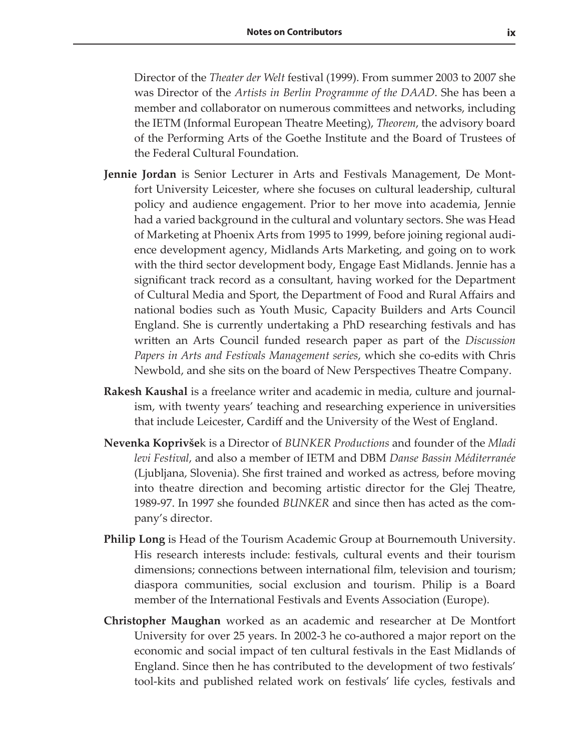Director of the *Theater der Welt* festival (1999). From summer 2003 to 2007 she was Director of the *Artists in Berlin Programme of the DAAD*. She has been a member and collaborator on numerous committees and networks, including the IETM (Informal European Theatre Meeting), *Theorem*, the advisory board of the Performing Arts of the Goethe Institute and the Board of Trustees of the Federal Cultural Foundation.

**Jennie Jordan** is Senior Lecturer in Arts and Festivals Management, De Montfort University Leicester, where she focuses on cultural leadership, cultural policy and audience engagement. Prior to her move into academia, Jennie had a varied background in the cultural and voluntary sectors. She was Head of Marketing at Phoenix Arts from 1995 to 1999, before joining regional audience development agency, Midlands Arts Marketing, and going on to work with the third sector development body, Engage East Midlands. Jennie has a significant track record as a consultant, having worked for the Department of Cultural Media and Sport, the Department of Food and Rural Affairs and national bodies such as Youth Music, Capacity Builders and Arts Council England. She is currently undertaking a PhD researching festivals and has written an Arts Council funded research paper as part of the *Discussion Papers in Arts and Festivals Management series*, which she co-edits with Chris Newbold, and she sits on the board of New Perspectives Theatre Company.

**Rakesh Kaushal** is a freelance writer and academic in media, culture and journalism, with twenty years' teaching and researching experience in universities that include Leicester, Cardiff and the University of the West of England.

**Nevenka Koprivšek** is a Director of *BUNKER Productions* and founder of the *Mladi levi Festival*, and also a member of IETM and DBM *Danse Bassin Méditerranée* (Ljubljana, Slovenia). She first trained and worked as actress, before moving into theatre direction and becoming artistic director for the Glej Theatre, 1989-97. In 1997 she founded *BUNKER* and since then has acted as the company's director.

**Philip Long** is Head of the Tourism Academic Group at Bournemouth University. His research interests include: festivals, cultural events and their tourism dimensions; connections between international film, television and tourism; diaspora communities, social exclusion and tourism. Philip is a Board member of the International Festivals and Events Association (Europe).

**Christopher Maughan** worked as an academic and researcher at De Montfort University for over 25 years. In 2002-3 he co-authored a major report on the economic and social impact of ten cultural festivals in the East Midlands of England. Since then he has contributed to the development of two festivals' tool-kits and published related work on festivals' life cycles, festivals and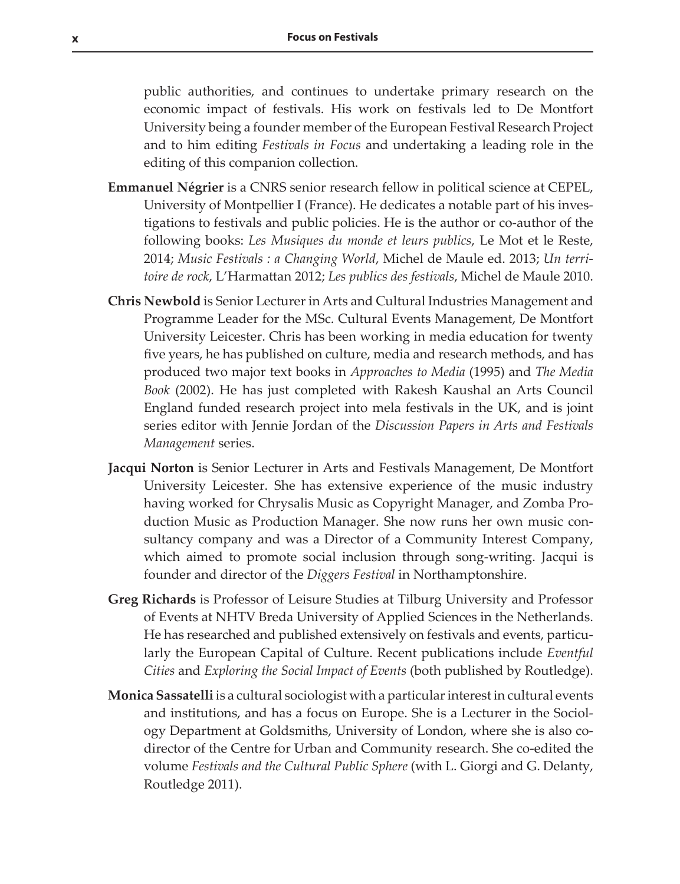public authorities, and continues to undertake primary research on the economic impact of festivals. His work on festivals led to De Montfort University being a founder member of the European Festival Research Project and to him editing *Festivals in Focus* and undertaking a leading role in the editing of this companion collection.

**Emmanuel Négrier** is a CNRS senior research fellow in political science at CEPEL, University of Montpellier I (France). He dedicates a notable part of his investigations to festivals and public policies. He is the author or co-author of the following books: *Les Musiques du monde et leurs publics*, Le Mot et le Reste, 2014; *Music Festivals : a Changing World*, Michel de Maule ed. 2013; *Un territoire de rock*, L'Harmattan 2012; *Les publics des festivals*, Michel de Maule 2010.

**Chris Newbold** is Senior Lecturer in Arts and Cultural Industries Management and Programme Leader for the MSc. Cultural Events Management, De Montfort University Leicester. Chris has been working in media education for twenty five years, he has published on culture, media and research methods, and has produced two major text books in *Approaches to Media* (1995) and *The Media Book* (2002). He has just completed with Rakesh Kaushal an Arts Council England funded research project into mela festivals in the UK, and is joint series editor with Jennie Jordan of the *Discussion Papers in Arts and Festivals Management* series.

**Jacqui Norton** is Senior Lecturer in Arts and Festivals Management, De Montfort University Leicester. She has extensive experience of the music industry having worked for Chrysalis Music as Copyright Manager, and Zomba Production Music as Production Manager. She now runs her own music consultancy company and was a Director of a Community Interest Company, which aimed to promote social inclusion through song-writing. Jacqui is founder and director of the *Diggers Festival* in Northamptonshire.

**Greg Richards** is Professor of Leisure Studies at Tilburg University and Professor of Events at NHTV Breda University of Applied Sciences in the Netherlands. He has researched and published extensively on festivals and events, particularly the European Capital of Culture. Recent publications include *Eventful Cities* and *Exploring the Social Impact of Events* (both published by Routledge).

**Monica Sassatelli** is a cultural sociologist with a particular interest in cultural events and institutions, and has a focus on Europe. She is a Lecturer in the Sociology Department at Goldsmiths, University of London, where she is also co-director of the Centre for Urban and Community research. She co-edited the volume *Festivals and the Cultural Public Sphere* (with L. Giorgi and G. Delanty, Routledge 2011).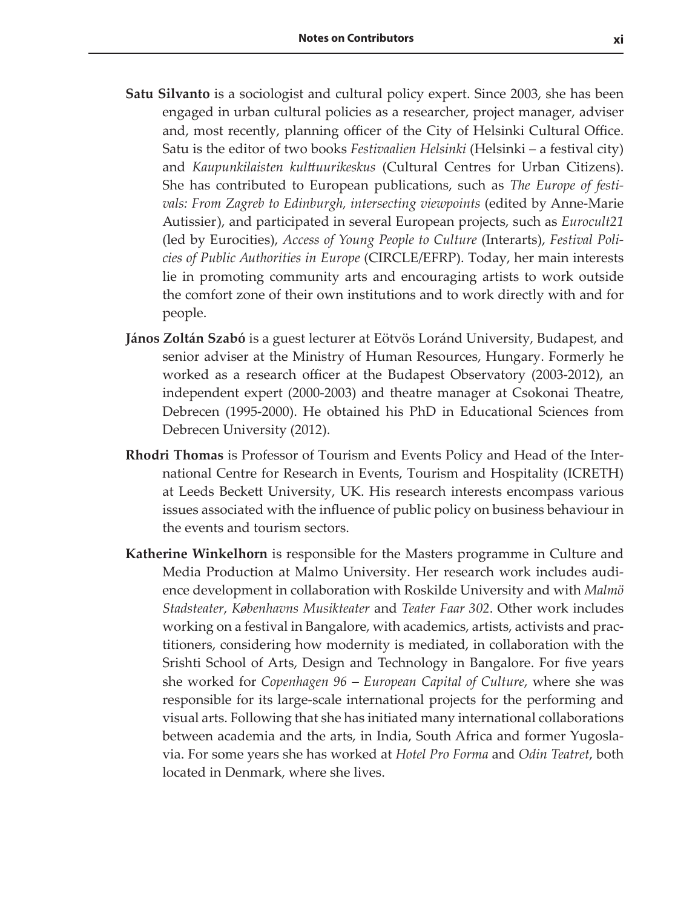**Satu Silvanto** is a sociologist and cultural policy expert. Since 2003, she has been engaged in urban cultural policies as a researcher, project manager, adviser and, most recently, planning officer of the City of Helsinki Cultural Office. Satu is the editor of two books *Festivaalien Helsinki* (Helsinki – a festival city) and *Kaupunkilaisten kulttuurikeskus* (Cultural Centres for Urban Citizens). She has contributed to European publications, such as *The Europe of festivals: From Zagreb to Edinburgh, intersecting viewpoints* (edited by Anne-Marie Autissier), and participated in several European projects, such as *Eurocult21* (led by Eurocities), *Access of Young People to Culture* (Interarts), *Festival Policies of Public Authorities in Europe* (CIRCLE/EFRP). Today, her main interests lie in promoting community arts and encouraging artists to work outside the comfort zone of their own institutions and to work directly with and for people.

**János Zoltán Szabó** is a guest lecturer at Eötvös Loránd University, Budapest, and senior adviser at the Ministry of Human Resources, Hungary. Formerly he worked as a research officer at the Budapest Observatory (2003-2012), an independent expert (2000-2003) and theatre manager at Csokonai Theatre, Debrecen (1995-2000). He obtained his PhD in Educational Sciences from Debrecen University (2012).

**Rhodri Thomas** is Professor of Tourism and Events Policy and Head of the International Centre for Research in Events, Tourism and Hospitality (ICRETH) at Leeds Beckett University, UK. His research interests encompass various issues associated with the influence of public policy on business behaviour in the events and tourism sectors.

**Katherine Winkelhorn** is responsible for the Masters programme in Culture and Media Production at Malmo University. Her research work includes audience development in collaboration with Roskilde University and with *Malmö Stadsteater*, *Københavns Musikteater* and *Teater Faar 302*. Other work includes working on a festival in Bangalore, with academics, artists, activists and practitioners, considering how modernity is mediated, in collaboration with the Srishti School of Arts, Design and Technology in Bangalore. For five years she worked for *Copenhagen 96 – European Capital of Culture*, where she was responsible for its large-scale international projects for the performing and visual arts. Following that she has initiated many international collaborations between academia and the arts, in India, South Africa and former Yugoslavia. For some years she has worked at *Hotel Pro Forma* and *Odin Teatret*, both located in Denmark, where she lives.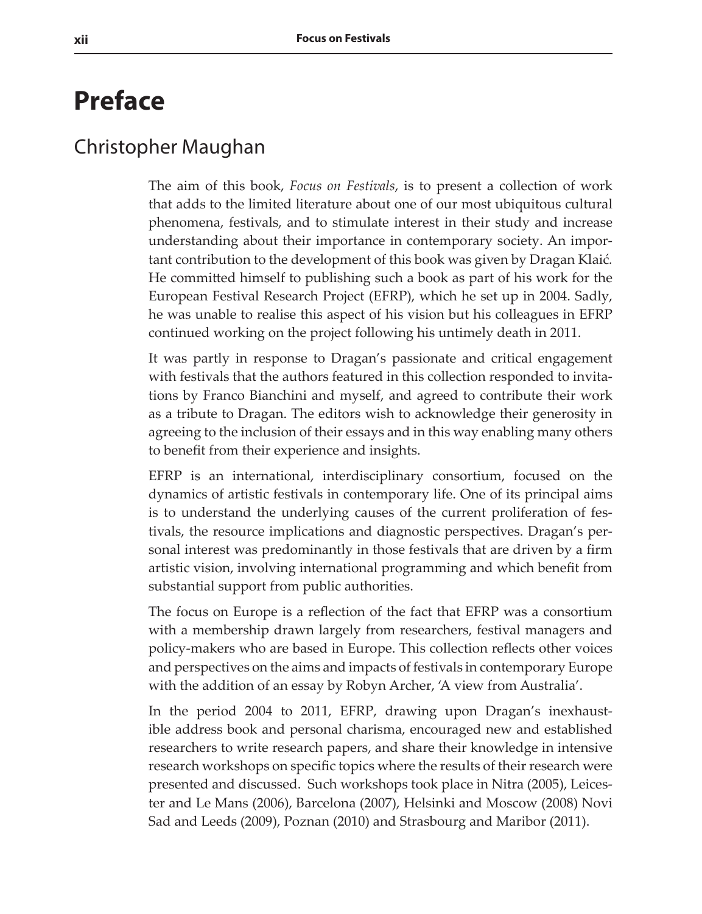# Preface

## Christopher Maughan

The aim of this book, *Focus on Festivals*, is to present a collection of work that adds to the limited literature about one of our most ubiquitous cultural phenomena, festivals, and to stimulate interest in their study and increase understanding about their importance in contemporary society. An important contribution to the development of this book was given by Dragan Klaić. He committed himself to publishing such a book as part of his work for the European Festival Research Project (EFRP), which he set up in 2004. Sadly, he was unable to realise this aspect of his vision but his colleagues in EFRP continued working on the project following his untimely death in 2011.

It was partly in response to Dragan's passionate and critical engagement with festivals that the authors featured in this collection responded to invitations by Franco Bianchini and myself, and agreed to contribute their work as a tribute to Dragan. The editors wish to acknowledge their generosity in agreeing to the inclusion of their essays and in this way enabling many others to benefit from their experience and insights.

EFRP is an international, interdisciplinary consortium, focused on the dynamics of artistic festivals in contemporary life. One of its principal aims is to understand the underlying causes of the current proliferation of festivals, the resource implications and diagnostic perspectives. Dragan's personal interest was predominantly in those festivals that are driven by a firm artistic vision, involving international programming and which benefit from substantial support from public authorities.

The focus on Europe is a reflection of the fact that EFRP was a consortium with a membership drawn largely from researchers, festival managers and policy-makers who are based in Europe. This collection reflects other voices and perspectives on the aims and impacts of festivals in contemporary Europe with the addition of an essay by Robyn Archer, 'A view from Australia'.

In the period 2004 to 2011, EFRP, drawing upon Dragan's inexhaustible address book and personal charisma, encouraged new and established researchers to write research papers, and share their knowledge in intensive research workshops on specific topics where the results of their research were presented and discussed. Such workshops took place in Nitra (2005), Leicester and Le Mans (2006), Barcelona (2007), Helsinki and Moscow (2008) Novi Sad and Leeds (2009), Poznan (2010) and Strasbourg and Maribor (2011).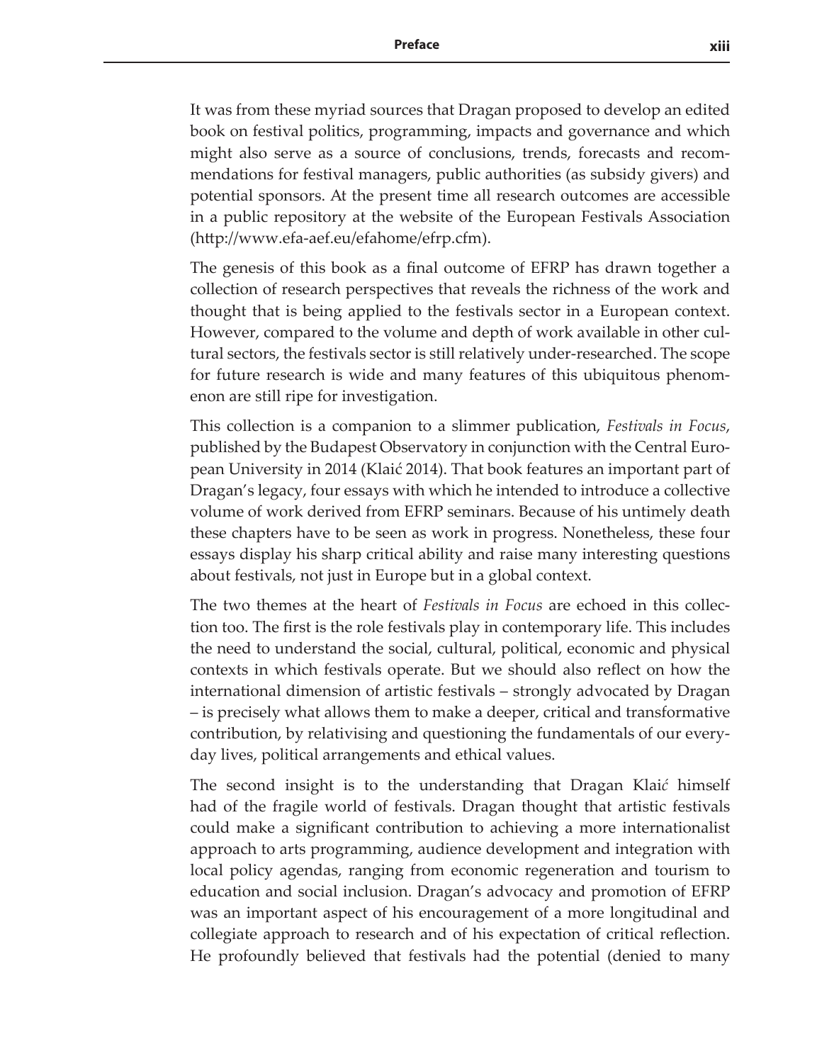It was from these myriad sources that Dragan proposed to develop an edited book on festival politics, programming, impacts and governance and which might also serve as a source of conclusions, trends, forecasts and recommendations for festival managers, public authorities (as subsidy givers) and potential sponsors. At the present time all research outcomes are accessible in a public repository at the website of the European Festivals Association (http://www.efa-aef.eu/efahome/efrp.cfm).

The genesis of this book as a final outcome of EFRP has drawn together a collection of research perspectives that reveals the richness of the work and thought that is being applied to the festivals sector in a European context. However, compared to the volume and depth of work available in other cultural sectors, the festivals sector is still relatively under-researched. The scope for future research is wide and many features of this ubiquitous phenomenon are still ripe for investigation.

This collection is a companion to a slimmer publication, *Festivals in Focus*, published by the Budapest Observatory in conjunction with the Central European University in 2014 (Klaić 2014). That book features an important part of Dragan's legacy, four essays with which he intended to introduce a collective volume of work derived from EFRP seminars. Because of his untimely death these chapters have to be seen as work in progress. Nonetheless, these four essays display his sharp critical ability and raise many interesting questions about festivals, not just in Europe but in a global context.

The two themes at the heart of *Festivals in Focus* are echoed in this collection too. The first is the role festivals play in contemporary life. This includes the need to understand the social, cultural, political, economic and physical contexts in which festivals operate. But we should also reflect on how the international dimension of artistic festivals – strongly advocated by Dragan – is precisely what allows them to make a deeper, critical and transformative contribution, by relativising and questioning the fundamentals of our everyday lives, political arrangements and ethical values.

The second insight is to the understanding that Dragan Klaić himself had of the fragile world of festivals. Dragan thought that artistic festivals could make a significant contribution to achieving a more internationalist approach to arts programming, audience development and integration with local policy agendas, ranging from economic regeneration and tourism to education and social inclusion. Dragan's advocacy and promotion of EFRP was an important aspect of his encouragement of a more longitudinal and collegiate approach to research and of his expectation of critical reflection. He profoundly believed that festivals had the potential (denied to many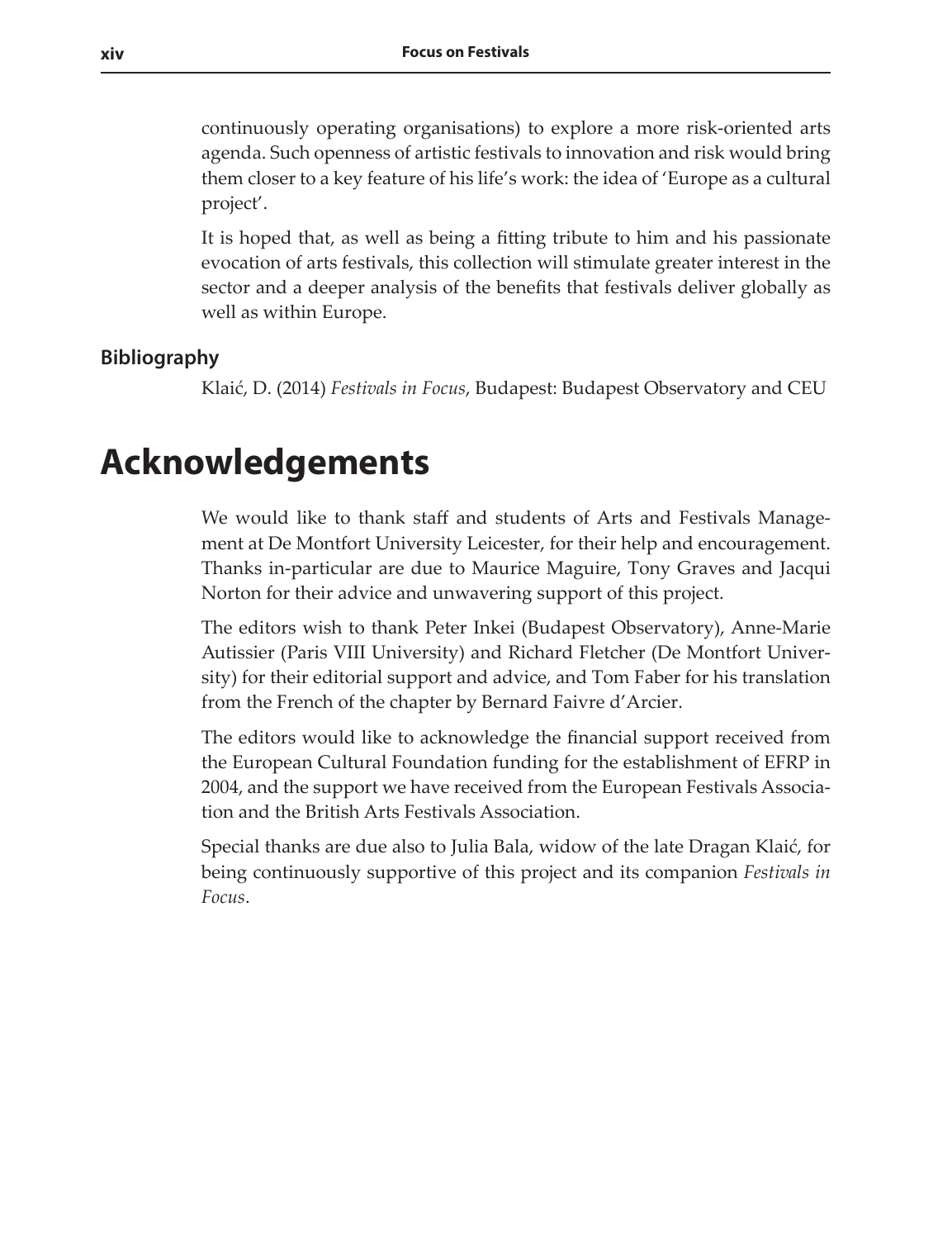continuously operating organisations) to explore a more risk-oriented arts agenda. Such openness of artistic festivals to innovation and risk would bring them closer to a key feature of his life's work: the idea of 'Europe as a cultural project'.

It is hoped that, as well as being a fitting tribute to him and his passionate evocation of arts festivals, this collection will stimulate greater interest in the sector and a deeper analysis of the benefits that festivals deliver globally as well as within Europe.

### Bibliography

Klaić, D. (2014) *Festivals in Focus*, Budapest: Budapest Observatory and CEU

# Acknowledgements

We would like to thank staff and students of Arts and Festivals Management at De Montfort University Leicester, for their help and encouragement. Thanks in-particular are due to Maurice Maguire, Tony Graves and Jacqui Norton for their advice and unwavering support of this project.

The editors wish to thank Peter Inkei (Budapest Observatory), Anne-Marie Autissier (Paris VIII University) and Richard Fletcher (De Montfort University) for their editorial support and advice, and Tom Faber for his translation from the French of the chapter by Bernard Faivre d'Arcier.

The editors would like to acknowledge the financial support received from the European Cultural Foundation funding for the establishment of EFRP in 2004, and the support we have received from the European Festivals Association and the British Arts Festivals Association.

Special thanks are due also to Julia Bala, widow of the late Dragan Klaić, for being continuously supportive of this project and its companion *Festivals in Focus*.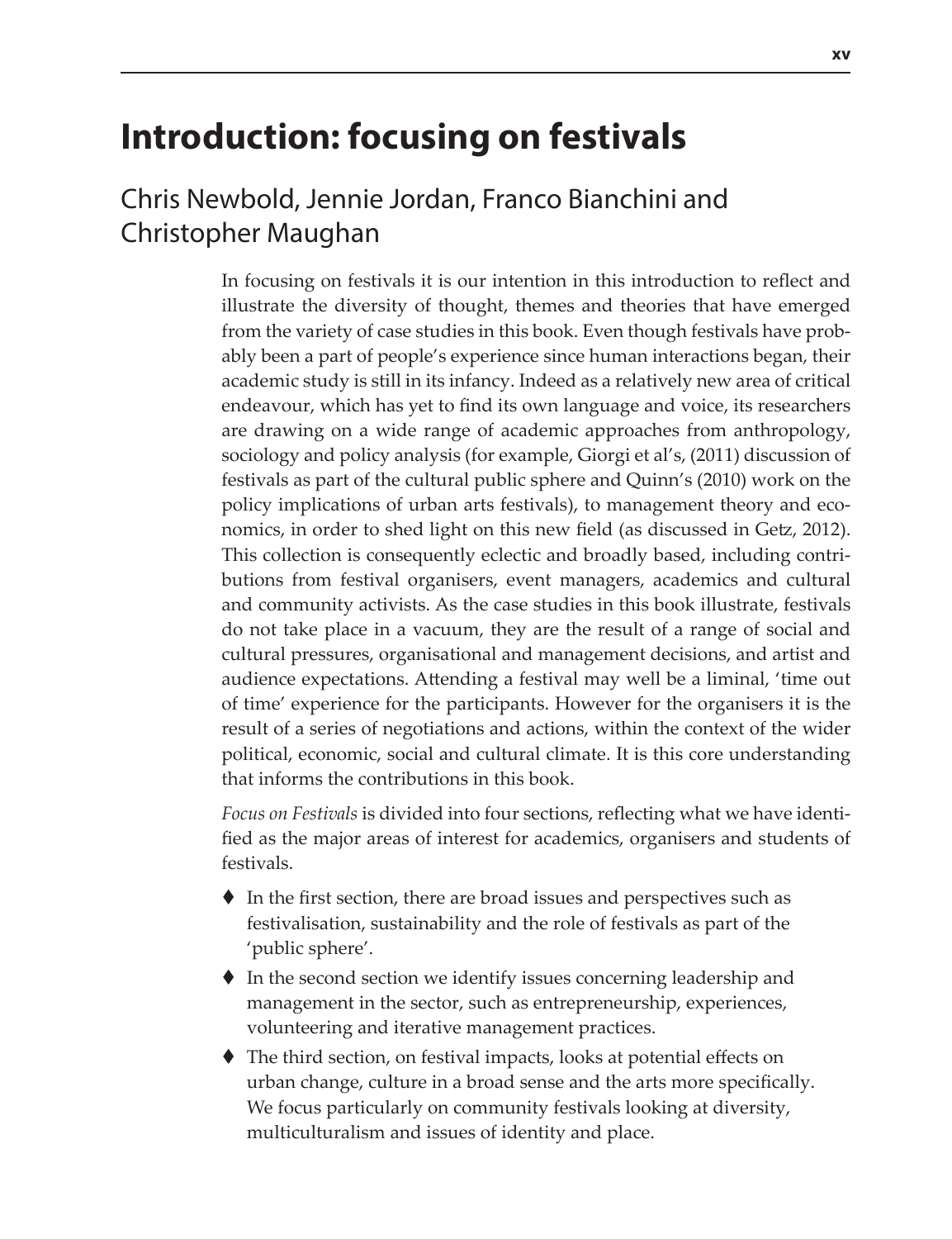# Introduction: focusing on festivals

Chris Newbold, Jennie Jordan, Franco Bianchini and Christopher Maughan

In focusing on festivals it is our intention in this introduction to reflect and illustrate the diversity of thought, themes and theories that have emerged from the variety of case studies in this book. Even though festivals have probably been a part of people's experience since human interactions began, their academic study is still in its infancy. Indeed as a relatively new area of critical endeavour, which has yet to find its own language and voice, its researchers are drawing on a wide range of academic approaches from anthropology, sociology and policy analysis (for example, Giorgi et al's, (2011) discussion of festivals as part of the cultural public sphere and Quinn's (2010) work on the policy implications of urban arts festivals), to management theory and economics, in order to shed light on this new field (as discussed in Getz, 2012). This collection is consequently eclectic and broadly based, including contributions from festival organisers, event managers, academics and cultural and community activists. As the case studies in this book illustrate, festivals do not take place in a vacuum, they are the result of a range of social and cultural pressures, organisational and management decisions, and artist and audience expectations. Attending a festival may well be a liminal, 'time out of time' experience for the participants. However for the organisers it is the result of a series of negotiations and actions, within the context of the wider political, economic, social and cultural climate. It is this core understanding that informs the contributions in this book.

*Focus on Festivals* is divided into four sections, reflecting what we have identified as the major areas of interest for academics, organisers and students of festivals.

- In the first section, there are broad issues and perspectives such as festivalisation, sustainability and the role of festivals as part of the 'public sphere'.
- In the second section we identify issues concerning leadership and management in the sector, such as entrepreneurship, experiences, volunteering and iterative management practices.
- The third section, on festival impacts, looks at potential effects on urban change, culture in a broad sense and the arts more specifically. We focus particularly on community festivals looking at diversity, multiculturalism and issues of identity and place.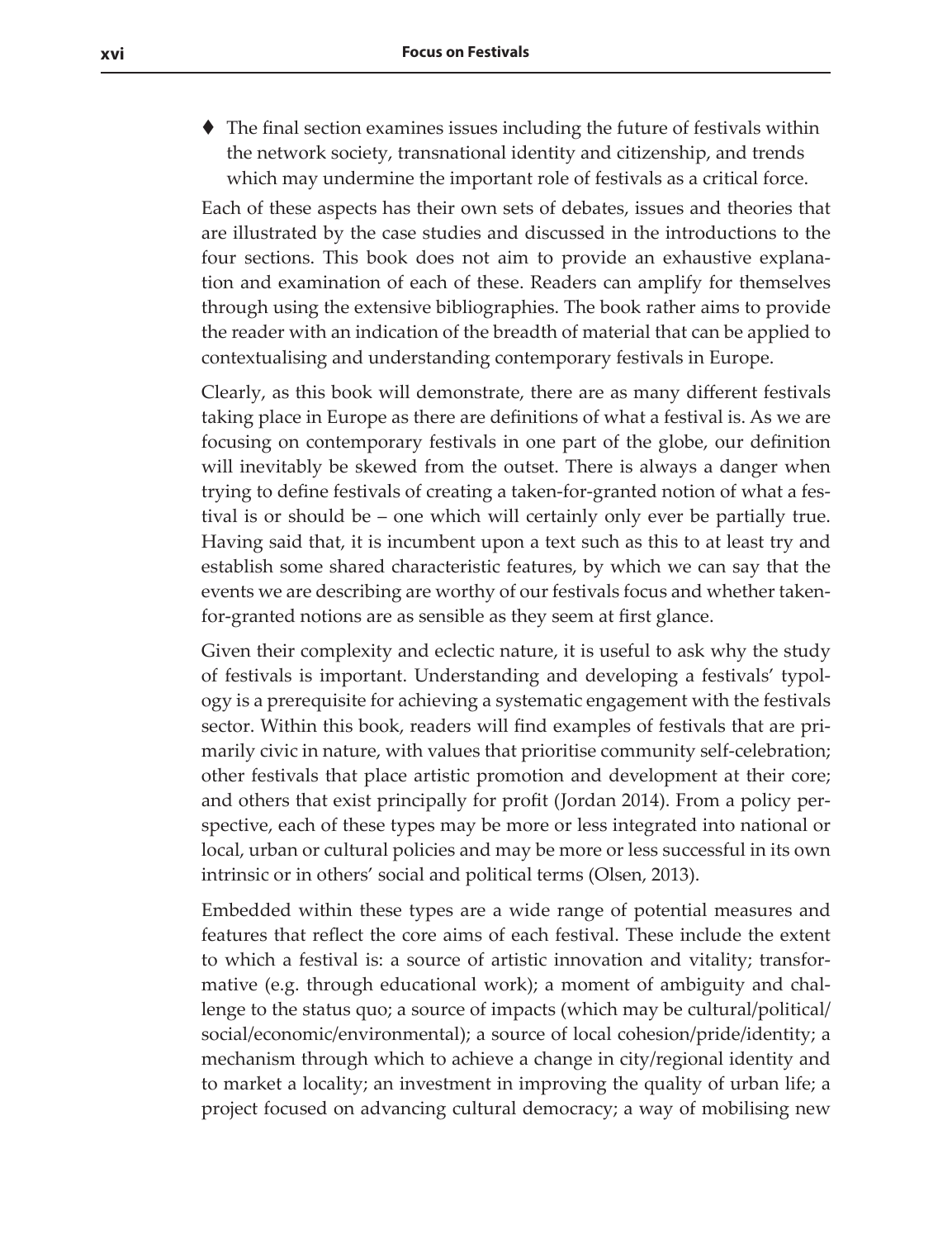- The final section examines issues including the future of festivals within the network society, transnational identity and citizenship, and trends which may undermine the important role of festivals as a critical force.

Each of these aspects has their own sets of debates, issues and theories that are illustrated by the case studies and discussed in the introductions to the four sections. This book does not aim to provide an exhaustive explanation and examination of each of these. Readers can amplify for themselves through using the extensive bibliographies. The book rather aims to provide the reader with an indication of the breadth of material that can be applied to contextualising and understanding contemporary festivals in Europe.

Clearly, as this book will demonstrate, there are as many different festivals taking place in Europe as there are definitions of what a festival is. As we are focusing on contemporary festivals in one part of the globe, our definition will inevitably be skewed from the outset. There is always a danger when trying to define festivals of creating a taken-for-granted notion of what a festival is or should be – one which will certainly only ever be partially true. Having said that, it is incumbent upon a text such as this to at least try and establish some shared characteristic features, by which we can say that the events we are describing are worthy of our festivals focus and whether taken-for-granted notions are as sensible as they seem at first glance.

Given their complexity and eclectic nature, it is useful to ask why the study of festivals is important. Understanding and developing a festivals' typology is a prerequisite for achieving a systematic engagement with the festivals sector. Within this book, readers will find examples of festivals that are primarily civic in nature, with values that prioritise community self-celebration; other festivals that place artistic promotion and development at their core; and others that exist principally for profit (Jordan 2014). From a policy perspective, each of these types may be more or less integrated into national or local, urban or cultural policies and may be more or less successful in its own intrinsic or in others' social and political terms (Olsen, 2013).

Embedded within these types are a wide range of potential measures and features that reflect the core aims of each festival. These include the extent to which a festival is: a source of artistic innovation and vitality; transformative (e.g. through educational work); a moment of ambiguity and challenge to the status quo; a source of impacts (which may be cultural/political/social/economic/environmental); a source of local cohesion/pride/identity; a mechanism through which to achieve a change in city/regional identity and to market a locality; an investment in improving the quality of urban life; a project focused on advancing cultural democracy; a way of mobilising new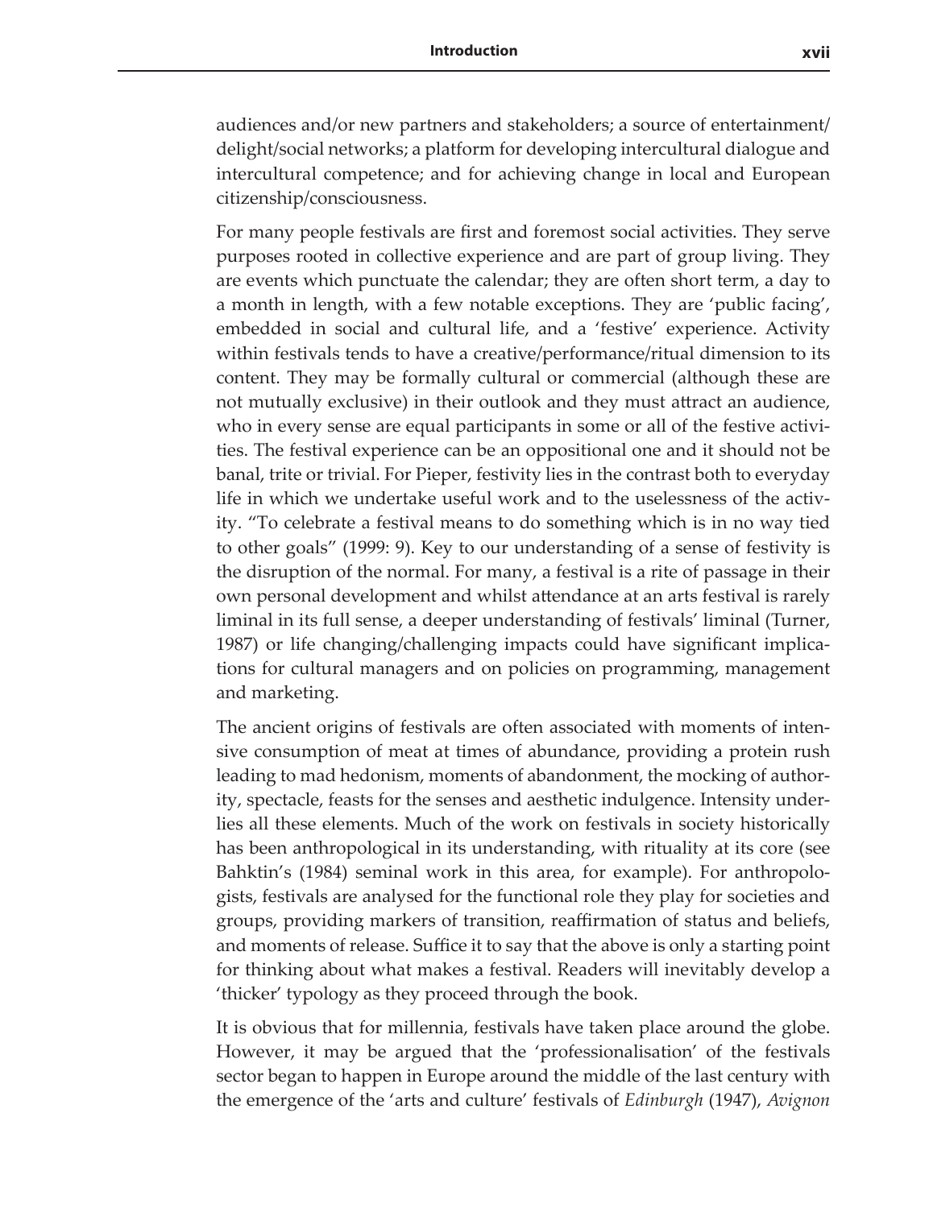audiences and/or new partners and stakeholders; a source of entertainment/delight/social networks; a platform for developing intercultural dialogue and intercultural competence; and for achieving change in local and European citizenship/consciousness.

For many people festivals are first and foremost social activities. They serve purposes rooted in collective experience and are part of group living. They are events which punctuate the calendar; they are often short term, a day to a month in length, with a few notable exceptions. They are 'public facing', embedded in social and cultural life, and a 'festive' experience. Activity within festivals tends to have a creative/performance/ritual dimension to its content. They may be formally cultural or commercial (although these are not mutually exclusive) in their outlook and they must attract an audience, who in every sense are equal participants in some or all of the festive activities. The festival experience can be an oppositional one and it should not be banal, trite or trivial. For Pieper, festivity lies in the contrast both to everyday life in which we undertake useful work and to the uselessness of the activity. "To celebrate a festival means to do something which is in no way tied to other goals" (1999: 9). Key to our understanding of a sense of festivity is the disruption of the normal. For many, a festival is a rite of passage in their own personal development and whilst attendance at an arts festival is rarely liminal in its full sense, a deeper understanding of festivals' liminal (Turner, 1987) or life changing/challenging impacts could have significant implications for cultural managers and on policies on programming, management and marketing.

The ancient origins of festivals are often associated with moments of intensive consumption of meat at times of abundance, providing a protein rush leading to mad hedonism, moments of abandonment, the mocking of authority, spectacle, feasts for the senses and aesthetic indulgence. Intensity underlies all these elements. Much of the work on festivals in society historically has been anthropological in its understanding, with rituality at its core (see Bahktin's (1984) seminal work in this area, for example). For anthropologists, festivals are analysed for the functional role they play for societies and groups, providing markers of transition, reaffirmation of status and beliefs, and moments of release. Suffice it to say that the above is only a starting point for thinking about what makes a festival. Readers will inevitably develop a 'thicker' typology as they proceed through the book.

It is obvious that for millennia, festivals have taken place around the globe. However, it may be argued that the 'professionalisation' of the festivals sector began to happen in Europe around the middle of the last century with the emergence of the 'arts and culture' festivals of *Edinburgh* (1947), *Avignon*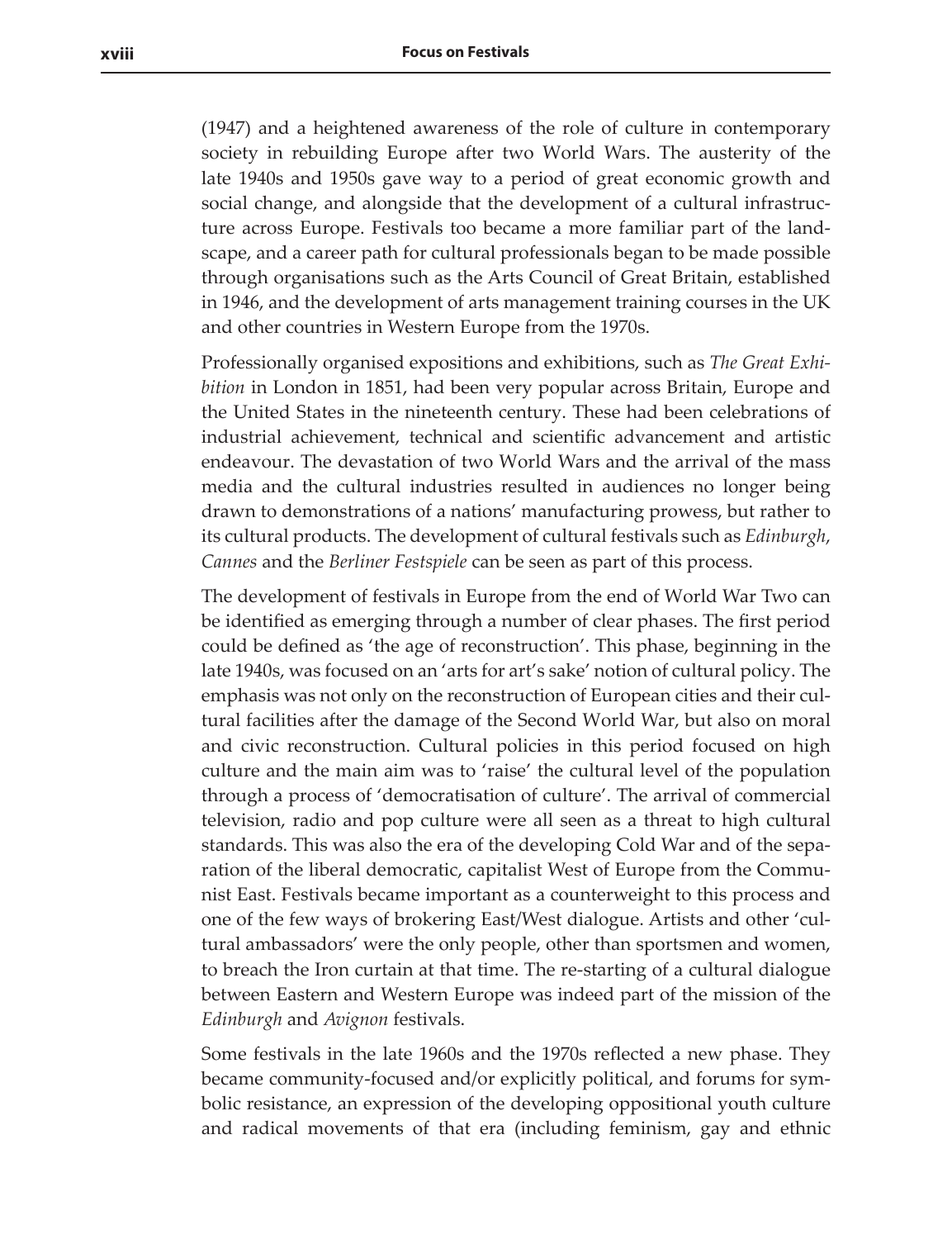(1947) and a heightened awareness of the role of culture in contemporary society in rebuilding Europe after two World Wars. The austerity of the late 1940s and 1950s gave way to a period of great economic growth and social change, and alongside that the development of a cultural infrastructure across Europe. Festivals too became a more familiar part of the landscape, and a career path for cultural professionals began to be made possible through organisations such as the Arts Council of Great Britain, established in 1946, and the development of arts management training courses in the UK and other countries in Western Europe from the 1970s.

Professionally organised expositions and exhibitions, such as *The Great Exhibition* in London in 1851, had been very popular across Britain, Europe and the United States in the nineteenth century. These had been celebrations of industrial achievement, technical and scientific advancement and artistic endeavour. The devastation of two World Wars and the arrival of the mass media and the cultural industries resulted in audiences no longer being drawn to demonstrations of a nations' manufacturing prowess, but rather to its cultural products. The development of cultural festivals such as *Edinburgh*, *Cannes* and the *Berliner Festspiele* can be seen as part of this process.

The development of festivals in Europe from the end of World War Two can be identified as emerging through a number of clear phases. The first period could be defined as 'the age of reconstruction'. This phase, beginning in the late 1940s, was focused on an 'arts for art's sake' notion of cultural policy. The emphasis was not only on the reconstruction of European cities and their cultural facilities after the damage of the Second World War, but also on moral and civic reconstruction. Cultural policies in this period focused on high culture and the main aim was to 'raise' the cultural level of the population through a process of 'democratisation of culture'. The arrival of commercial television, radio and pop culture were all seen as a threat to high cultural standards. This was also the era of the developing Cold War and of the separation of the liberal democratic, capitalist West of Europe from the Communist East. Festivals became important as a counterweight to this process and one of the few ways of brokering East/West dialogue. Artists and other 'cultural ambassadors' were the only people, other than sportsmen and women, to breach the Iron curtain at that time. The re-starting of a cultural dialogue between Eastern and Western Europe was indeed part of the mission of the *Edinburgh* and *Avignon* festivals.

Some festivals in the late 1960s and the 1970s reflected a new phase. They became community-focused and/or explicitly political, and forums for symbolic resistance, an expression of the developing oppositional youth culture and radical movements of that era (including feminism, gay and ethnic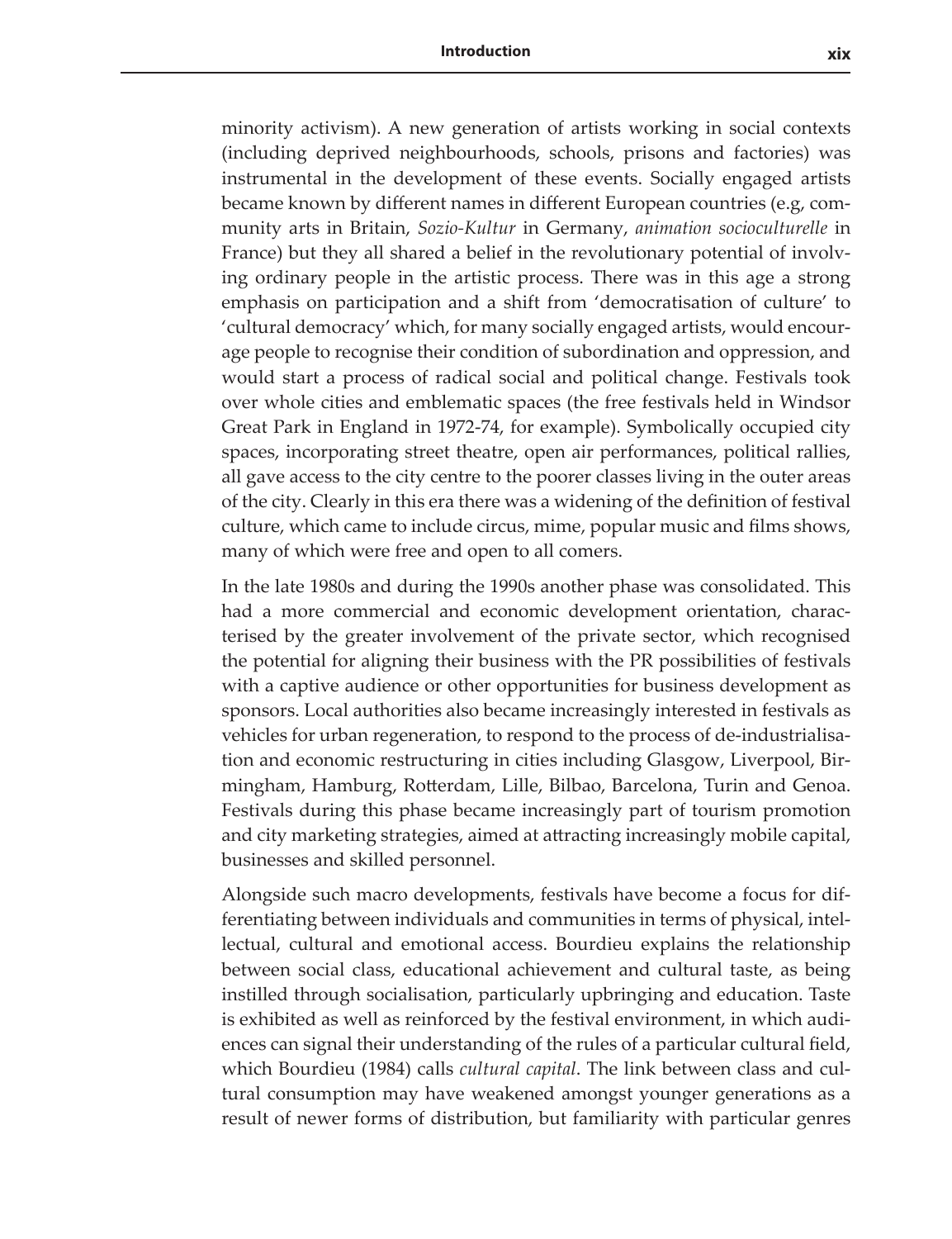minority activism). A new generation of artists working in social contexts (including deprived neighbourhoods, schools, prisons and factories) was instrumental in the development of these events. Socially engaged artists became known by different names in different European countries (e.g, community arts in Britain, *Sozio-Kultur* in Germany, *animation socioculturelle* in France) but they all shared a belief in the revolutionary potential of involving ordinary people in the artistic process. There was in this age a strong emphasis on participation and a shift from 'democratisation of culture' to 'cultural democracy' which, for many socially engaged artists, would encourage people to recognise their condition of subordination and oppression, and would start a process of radical social and political change. Festivals took over whole cities and emblematic spaces (the free festivals held in Windsor Great Park in England in 1972-74, for example). Symbolically occupied city spaces, incorporating street theatre, open air performances, political rallies, all gave access to the city centre to the poorer classes living in the outer areas of the city. Clearly in this era there was a widening of the definition of festival culture, which came to include circus, mime, popular music and films shows, many of which were free and open to all comers.

In the late 1980s and during the 1990s another phase was consolidated. This had a more commercial and economic development orientation, characterised by the greater involvement of the private sector, which recognised the potential for aligning their business with the PR possibilities of festivals with a captive audience or other opportunities for business development as sponsors. Local authorities also became increasingly interested in festivals as vehicles for urban regeneration, to respond to the process of de-industrialisation and economic restructuring in cities including Glasgow, Liverpool, Birmingham, Hamburg, Rotterdam, Lille, Bilbao, Barcelona, Turin and Genoa. Festivals during this phase became increasingly part of tourism promotion and city marketing strategies, aimed at attracting increasingly mobile capital, businesses and skilled personnel.

Alongside such macro developments, festivals have become a focus for differentiating between individuals and communities in terms of physical, intellectual, cultural and emotional access. Bourdieu explains the relationship between social class, educational achievement and cultural taste, as being instilled through socialisation, particularly upbringing and education. Taste is exhibited as well as reinforced by the festival environment, in which audiences can signal their understanding of the rules of a particular cultural field, which Bourdieu (1984) calls *cultural capital*. The link between class and cultural consumption may have weakened amongst younger generations as a result of newer forms of distribution, but familiarity with particular genres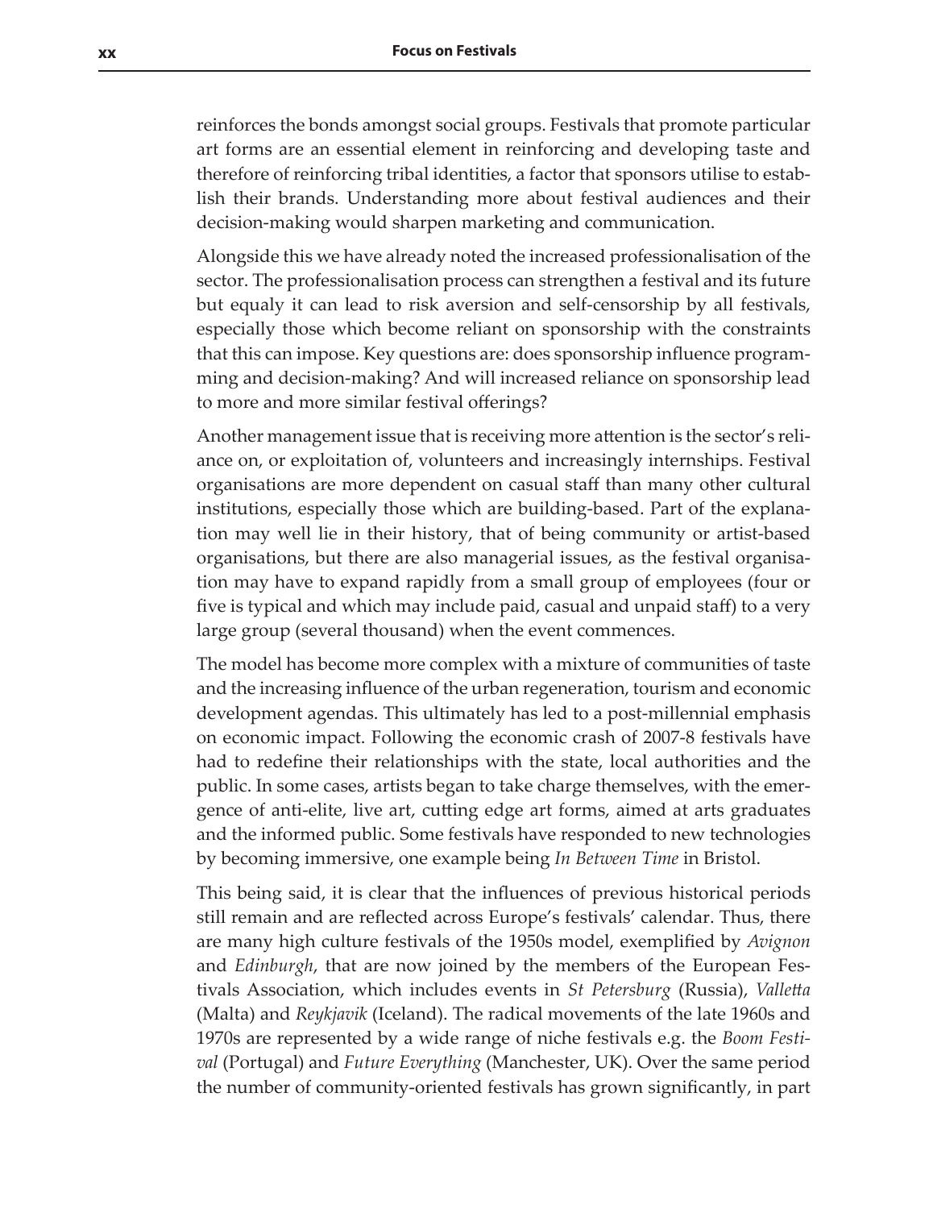reinforces the bonds amongst social groups. Festivals that promote particular art forms are an essential element in reinforcing and developing taste and therefore of reinforcing tribal identities, a factor that sponsors utilise to establish their brands. Understanding more about festival audiences and their decision-making would sharpen marketing and communication.

Alongside this we have already noted the increased professionalisation of the sector. The professionalisation process can strengthen a festival and its future but equaly it can lead to risk aversion and self-censorship by all festivals, especially those which become reliant on sponsorship with the constraints that this can impose. Key questions are: does sponsorship influence programming and decision-making? And will increased reliance on sponsorship lead to more and more similar festival offerings?

Another management issue that is receiving more attention is the sector's reliance on, or exploitation of, volunteers and increasingly internships. Festival organisations are more dependent on casual staff than many other cultural institutions, especially those which are building-based. Part of the explanation may well lie in their history, that of being community or artist-based organisations, but there are also managerial issues, as the festival organisation may have to expand rapidly from a small group of employees (four or five is typical and which may include paid, casual and unpaid staff) to a very large group (several thousand) when the event commences.

The model has become more complex with a mixture of communities of taste and the increasing influence of the urban regeneration, tourism and economic development agendas. This ultimately has led to a post-millennial emphasis on economic impact. Following the economic crash of 2007-8 festivals have had to redefine their relationships with the state, local authorities and the public. In some cases, artists began to take charge themselves, with the emergence of anti-elite, live art, cutting edge art forms, aimed at arts graduates and the informed public. Some festivals have responded to new technologies by becoming immersive, one example being *In Between Time* in Bristol.

This being said, it is clear that the influences of previous historical periods still remain and are reflected across Europe's festivals' calendar. Thus, there are many high culture festivals of the 1950s model, exemplified by *Avignon* and *Edinburgh*, that are now joined by the members of the European Festivals Association, which includes events in *St Petersburg* (Russia), *Valletta* (Malta) and *Reykjavik* (Iceland). The radical movements of the late 1960s and 1970s are represented by a wide range of niche festivals e.g. the *Boom Festival* (Portugal) and *Future Everything* (Manchester, UK). Over the same period the number of community-oriented festivals has grown significantly, in part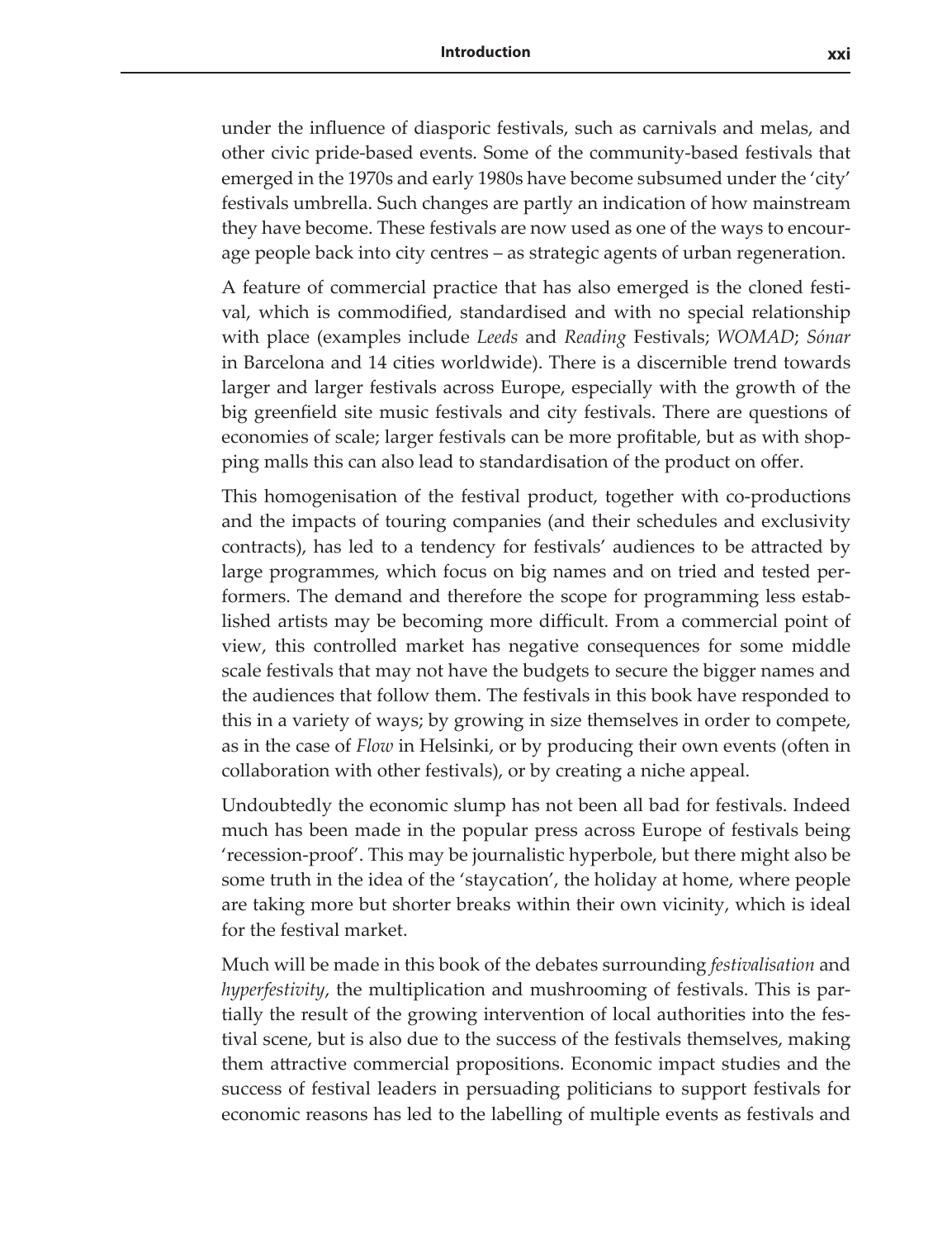under the influence of diasporic festivals, such as carnivals and melas, and other civic pride-based events. Some of the community-based festivals that emerged in the 1970s and early 1980s have become subsumed under the 'city' festivals umbrella. Such changes are partly an indication of how mainstream they have become. These festivals are now used as one of the ways to encourage people back into city centres – as strategic agents of urban regeneration.

A feature of commercial practice that has also emerged is the cloned festival, which is commodified, standardised and with no special relationship with place (examples include *Leeds* and *Reading* Festivals; *WOMAD*; *Sónar* in Barcelona and 14 cities worldwide). There is a discernible trend towards larger and larger festivals across Europe, especially with the growth of the big greenfield site music festivals and city festivals. There are questions of economies of scale; larger festivals can be more profitable, but as with shopping malls this can also lead to standardisation of the product on offer.

This homogenisation of the festival product, together with co-productions and the impacts of touring companies (and their schedules and exclusivity contracts), has led to a tendency for festivals' audiences to be attracted by large programmes, which focus on big names and on tried and tested performers. The demand and therefore the scope for programming less established artists may be becoming more difficult. From a commercial point of view, this controlled market has negative consequences for some middle scale festivals that may not have the budgets to secure the bigger names and the audiences that follow them. The festivals in this book have responded to this in a variety of ways; by growing in size themselves in order to compete, as in the case of *Flow* in Helsinki, or by producing their own events (often in collaboration with other festivals), or by creating a niche appeal.

Undoubtedly the economic slump has not been all bad for festivals. Indeed much has been made in the popular press across Europe of festivals being 'recession-proof'. This may be journalistic hyperbole, but there might also be some truth in the idea of the 'staycation', the holiday at home, where people are taking more but shorter breaks within their own vicinity, which is ideal for the festival market.

Much will be made in this book of the debates surrounding *festivalisation* and *hyperfestivity*, the multiplication and mushrooming of festivals. This is partially the result of the growing intervention of local authorities into the festival scene, but is also due to the success of the festivals themselves, making them attractive commercial propositions. Economic impact studies and the success of festival leaders in persuading politicians to support festivals for economic reasons has led to the labelling of multiple events as festivals and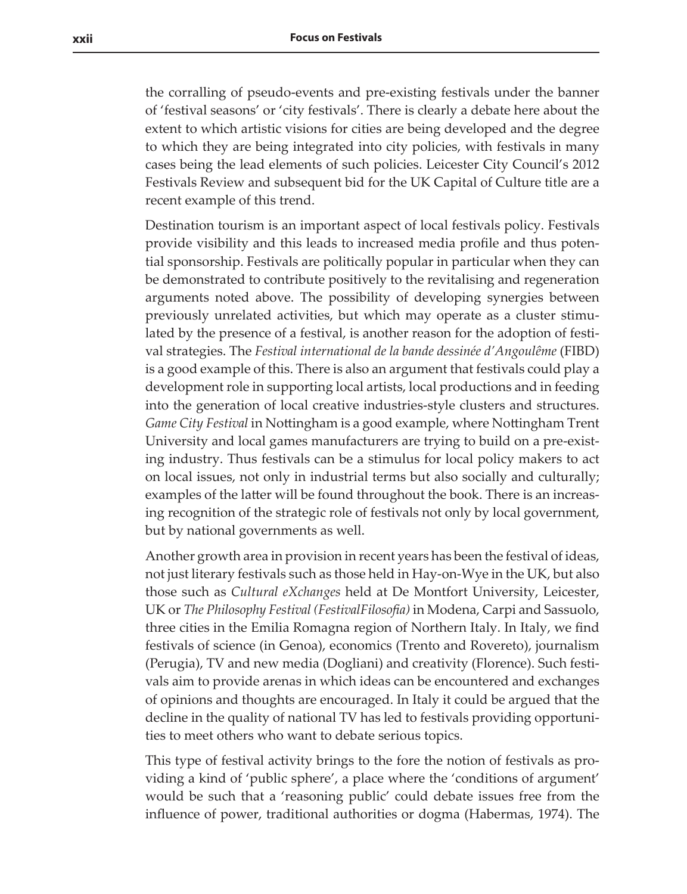the corralling of pseudo-events and pre-existing festivals under the banner of 'festival seasons' or 'city festivals'. There is clearly a debate here about the extent to which artistic visions for cities are being developed and the degree to which they are being integrated into city policies, with festivals in many cases being the lead elements of such policies. Leicester City Council's 2012 Festivals Review and subsequent bid for the UK Capital of Culture title are a recent example of this trend.

Destination tourism is an important aspect of local festivals policy. Festivals provide visibility and this leads to increased media profile and thus potential sponsorship. Festivals are politically popular in particular when they can be demonstrated to contribute positively to the revitalising and regeneration arguments noted above. The possibility of developing synergies between previously unrelated activities, but which may operate as a cluster stimulated by the presence of a festival, is another reason for the adoption of festival strategies. The *Festival international de la bande dessinée d'Angoulême* (FIBD) is a good example of this. There is also an argument that festivals could play a development role in supporting local artists, local productions and in feeding into the generation of local creative industries-style clusters and structures. *Game City Festival* in Nottingham is a good example, where Nottingham Trent University and local games manufacturers are trying to build on a pre-existing industry. Thus festivals can be a stimulus for local policy makers to act on local issues, not only in industrial terms but also socially and culturally; examples of the latter will be found throughout the book. There is an increasing recognition of the strategic role of festivals not only by local government, but by national governments as well.

Another growth area in provision in recent years has been the festival of ideas, not just literary festivals such as those held in Hay-on-Wye in the UK, but also those such as *Cultural eXchanges* held at De Montfort University, Leicester, UK or *The Philosophy Festival (FestivalFilosofia)* in Modena, Carpi and Sassuolo, three cities in the Emilia Romagna region of Northern Italy. In Italy, we find festivals of science (in Genoa), economics (Trento and Rovereto), journalism (Perugia), TV and new media (Dogliani) and creativity (Florence). Such festivals aim to provide arenas in which ideas can be encountered and exchanges of opinions and thoughts are encouraged. In Italy it could be argued that the decline in the quality of national TV has led to festivals providing opportunities to meet others who want to debate serious topics.

This type of festival activity brings to the fore the notion of festivals as providing a kind of 'public sphere', a place where the 'conditions of argument' would be such that a 'reasoning public' could debate issues free from the influence of power, traditional authorities or dogma (Habermas, 1974). The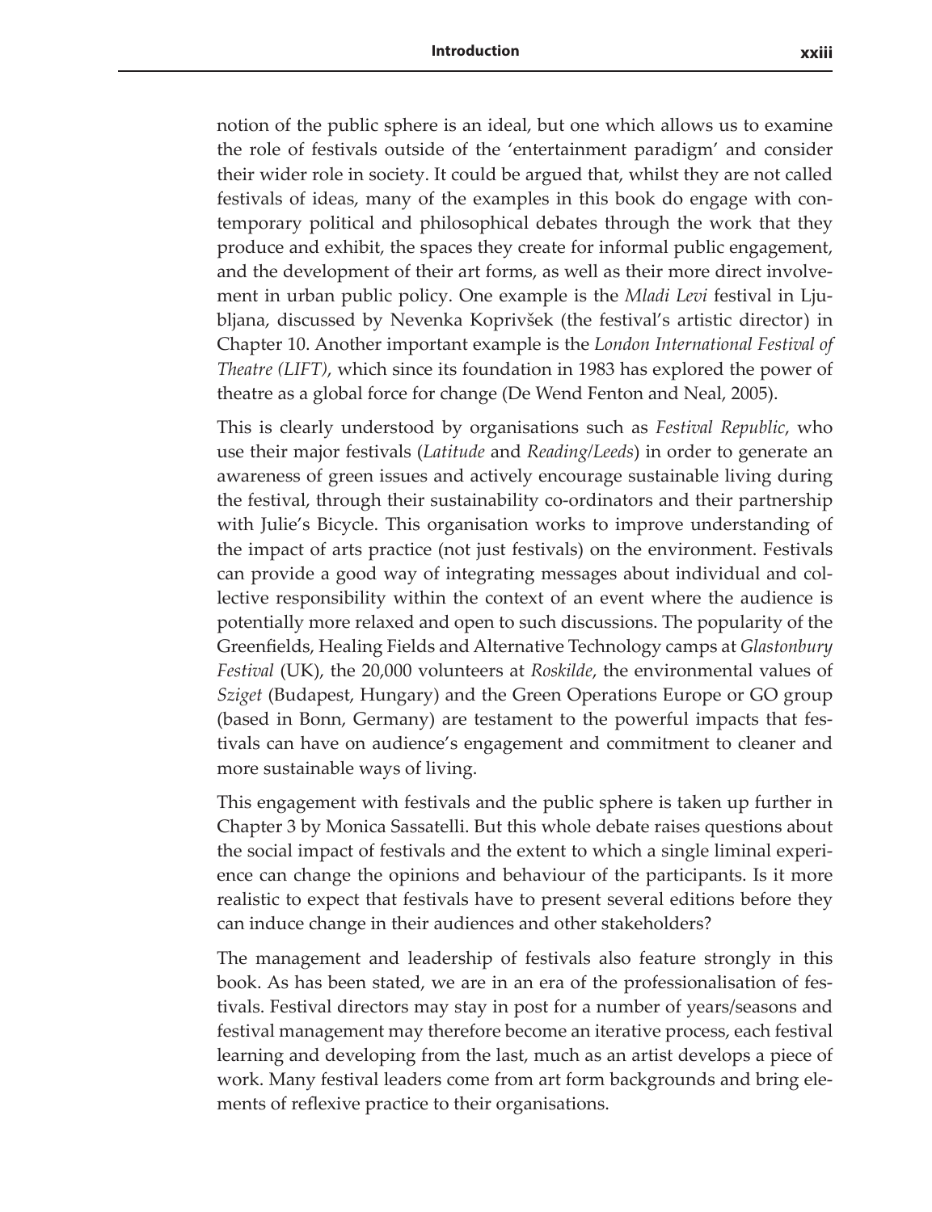notion of the public sphere is an ideal, but one which allows us to examine the role of festivals outside of the 'entertainment paradigm' and consider their wider role in society. It could be argued that, whilst they are not called festivals of ideas, many of the examples in this book do engage with contemporary political and philosophical debates through the work that they produce and exhibit, the spaces they create for informal public engagement, and the development of their art forms, as well as their more direct involvement in urban public policy. One example is the *Mladi Levi* festival in Ljubljana, discussed by Nevenka Koprivšek (the festival's artistic director) in Chapter 10. Another important example is the *London International Festival of Theatre (LIFT)*, which since its foundation in 1983 has explored the power of theatre as a global force for change (De Wend Fenton and Neal, 2005).

This is clearly understood by organisations such as *Festival Republic*, who use their major festivals (*Latitude* and *Reading/Leeds*) in order to generate an awareness of green issues and actively encourage sustainable living during the festival, through their sustainability co-ordinators and their partnership with Julie's Bicycle. This organisation works to improve understanding of the impact of arts practice (not just festivals) on the environment. Festivals can provide a good way of integrating messages about individual and collective responsibility within the context of an event where the audience is potentially more relaxed and open to such discussions. The popularity of the Greenfields, Healing Fields and Alternative Technology camps at *Glastonbury Festival* (UK), the 20,000 volunteers at *Roskilde*, the environmental values of *Sziget* (Budapest, Hungary) and the Green Operations Europe or GO group (based in Bonn, Germany) are testament to the powerful impacts that festivals can have on audience's engagement and commitment to cleaner and more sustainable ways of living.

This engagement with festivals and the public sphere is taken up further in Chapter 3 by Monica Sassatelli. But this whole debate raises questions about the social impact of festivals and the extent to which a single liminal experience can change the opinions and behaviour of the participants. Is it more realistic to expect that festivals have to present several editions before they can induce change in their audiences and other stakeholders?

The management and leadership of festivals also feature strongly in this book. As has been stated, we are in an era of the professionalisation of festivals. Festival directors may stay in post for a number of years/seasons and festival management may therefore become an iterative process, each festival learning and developing from the last, much as an artist develops a piece of work. Many festival leaders come from art form backgrounds and bring elements of reflexive practice to their organisations.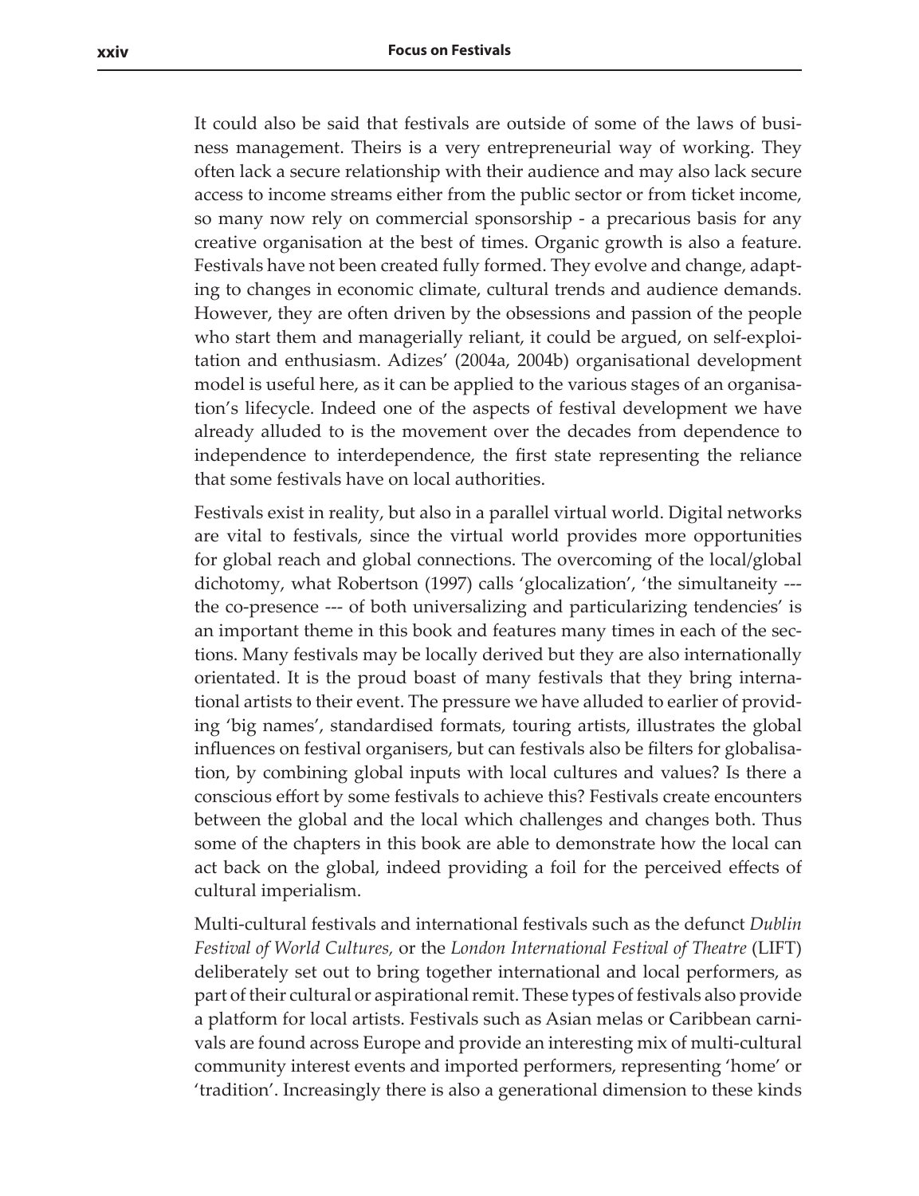It could also be said that festivals are outside of some of the laws of business management. Theirs is a very entrepreneurial way of working. They often lack a secure relationship with their audience and may also lack secure access to income streams either from the public sector or from ticket income, so many now rely on commercial sponsorship - a precarious basis for any creative organisation at the best of times. Organic growth is also a feature. Festivals have not been created fully formed. They evolve and change, adapting to changes in economic climate, cultural trends and audience demands. However, they are often driven by the obsessions and passion of the people who start them and managerially reliant, it could be argued, on self-exploitation and enthusiasm. Adizes' (2004a, 2004b) organisational development model is useful here, as it can be applied to the various stages of an organisation's lifecycle. Indeed one of the aspects of festival development we have already alluded to is the movement over the decades from dependence to independence to interdependence, the first state representing the reliance that some festivals have on local authorities.

Festivals exist in reality, but also in a parallel virtual world. Digital networks are vital to festivals, since the virtual world provides more opportunities for global reach and global connections. The overcoming of the local/global dichotomy, what Robertson (1997) calls 'glocalization', 'the simultaneity --- the co-presence --- of both universalizing and particularizing tendencies' is an important theme in this book and features many times in each of the sections. Many festivals may be locally derived but they are also internationally orientated. It is the proud boast of many festivals that they bring international artists to their event. The pressure we have alluded to earlier of providing 'big names', standardised formats, touring artists, illustrates the global influences on festival organisers, but can festivals also be filters for globalisation, by combining global inputs with local cultures and values? Is there a conscious effort by some festivals to achieve this? Festivals create encounters between the global and the local which challenges and changes both. Thus some of the chapters in this book are able to demonstrate how the local can act back on the global, indeed providing a foil for the perceived effects of cultural imperialism.

Multi-cultural festivals and international festivals such as the defunct *Dublin Festival of World Cultures*, or the *London International Festival of Theatre* (LIFT) deliberately set out to bring together international and local performers, as part of their cultural or aspirational remit. These types of festivals also provide a platform for local artists. Festivals such as Asian melas or Caribbean carnivals are found across Europe and provide an interesting mix of multi-cultural community interest events and imported performers, representing 'home' or 'tradition'. Increasingly there is also a generational dimension to these kinds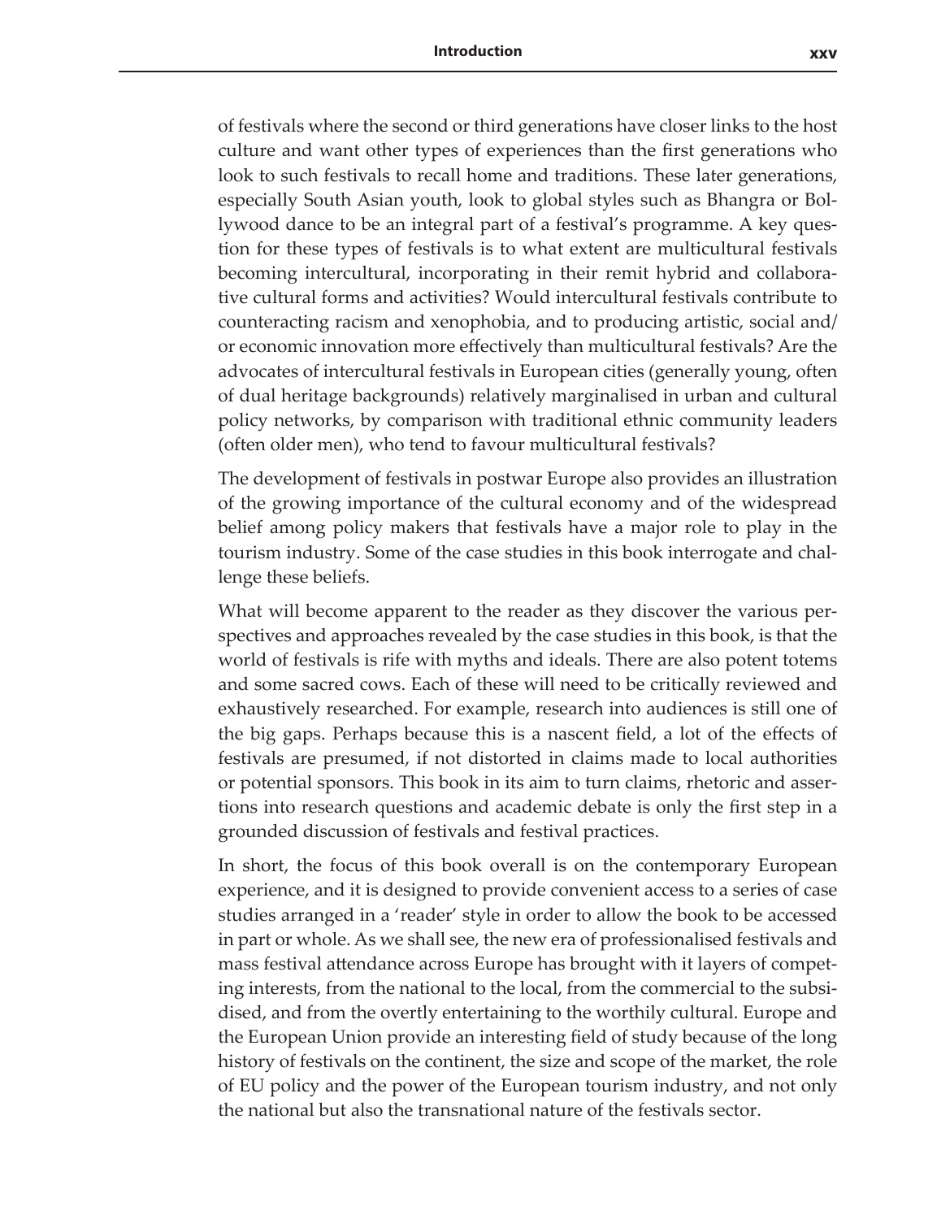of festivals where the second or third generations have closer links to the host culture and want other types of experiences than the first generations who look to such festivals to recall home and traditions. These later generations, especially South Asian youth, look to global styles such as Bhangra or Bollywood dance to be an integral part of a festival's programme. A key question for these types of festivals is to what extent are multicultural festivals becoming intercultural, incorporating in their remit hybrid and collaborative cultural forms and activities? Would intercultural festivals contribute to counteracting racism and xenophobia, and to producing artistic, social and/or economic innovation more effectively than multicultural festivals? Are the advocates of intercultural festivals in European cities (generally young, often of dual heritage backgrounds) relatively marginalised in urban and cultural policy networks, by comparison with traditional ethnic community leaders (often older men), who tend to favour multicultural festivals?

The development of festivals in postwar Europe also provides an illustration of the growing importance of the cultural economy and of the widespread belief among policy makers that festivals have a major role to play in the tourism industry. Some of the case studies in this book interrogate and challenge these beliefs.

What will become apparent to the reader as they discover the various perspectives and approaches revealed by the case studies in this book, is that the world of festivals is rife with myths and ideals. There are also potent totems and some sacred cows. Each of these will need to be critically reviewed and exhaustively researched. For example, research into audiences is still one of the big gaps. Perhaps because this is a nascent field, a lot of the effects of festivals are presumed, if not distorted in claims made to local authorities or potential sponsors. This book in its aim to turn claims, rhetoric and assertions into research questions and academic debate is only the first step in a grounded discussion of festivals and festival practices.

In short, the focus of this book overall is on the contemporary European experience, and it is designed to provide convenient access to a series of case studies arranged in a 'reader' style in order to allow the book to be accessed in part or whole. As we shall see, the new era of professionalised festivals and mass festival attendance across Europe has brought with it layers of competing interests, from the national to the local, from the commercial to the subsidised, and from the overtly entertaining to the worthily cultural. Europe and the European Union provide an interesting field of study because of the long history of festivals on the continent, the size and scope of the market, the role of EU policy and the power of the European tourism industry, and not only the national but also the transnational nature of the festivals sector.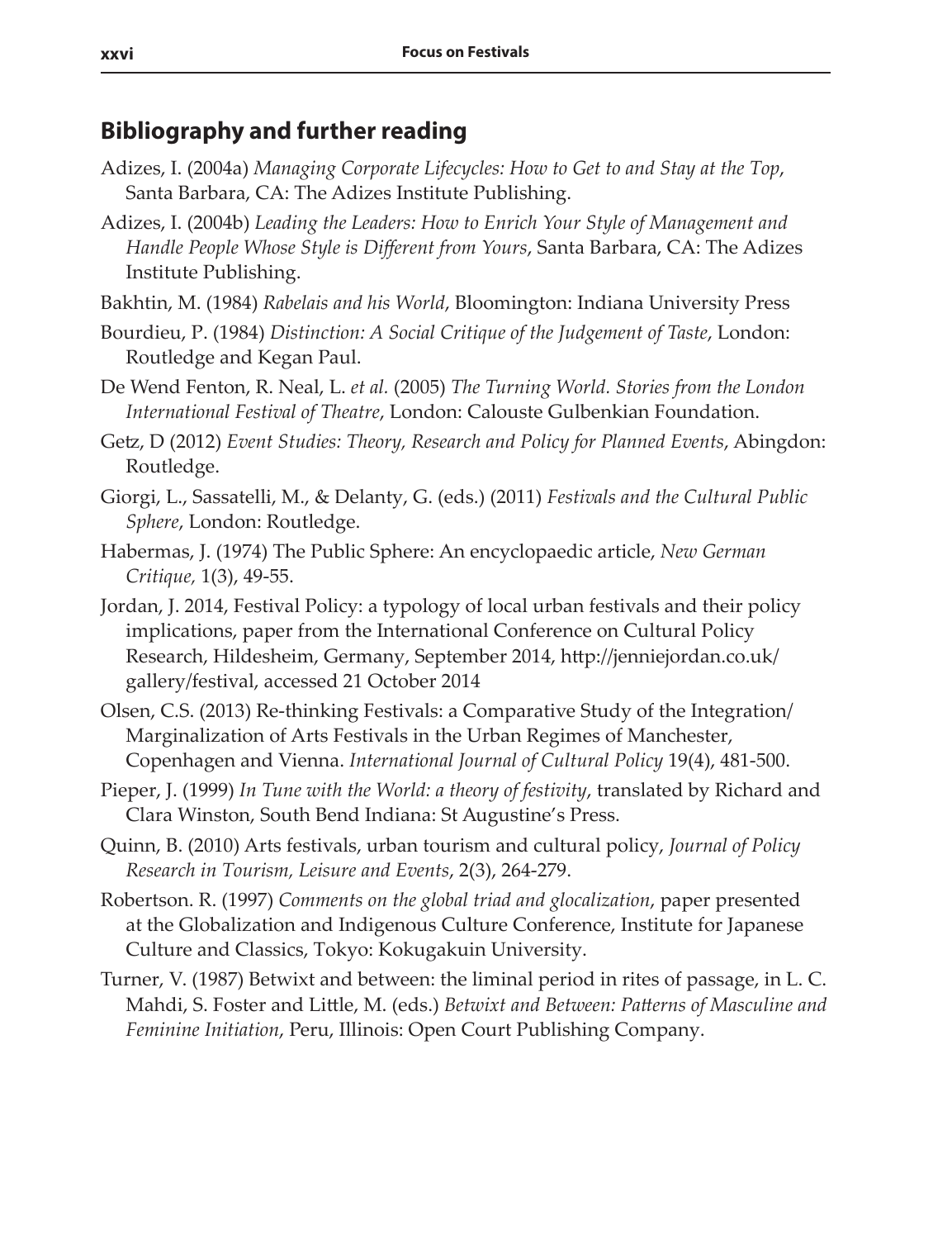## Bibliography and further reading

Adizes, I. (2004a) *Managing Corporate Lifecycles: How to Get to and Stay at the Top*, Santa Barbara, CA: The Adizes Institute Publishing.

Adizes, I. (2004b) *Leading the Leaders: How to Enrich Your Style of Management and Handle People Whose Style is Different from Yours*, Santa Barbara, CA: The Adizes Institute Publishing.

Bakhtin, M. (1984) *Rabelais and his World*, Bloomington: Indiana University Press

Bourdieu, P. (1984) *Distinction: A Social Critique of the Judgement of Taste*, London: Routledge and Kegan Paul.

De Wend Fenton, R. Neal, L. *et al.* (2005) *The Turning World. Stories from the London International Festival of Theatre*, London: Calouste Gulbenkian Foundation.

Getz, D (2012) *Event Studies: Theory, Research and Policy for Planned Events*, Abingdon: Routledge.

Giorgi, L., Sassatelli, M., & Delanty, G. (eds.) (2011) *Festivals and the Cultural Public Sphere*, London: Routledge.

Habermas, J. (1974) The Public Sphere: An encyclopaedic article, *New German Critique,* 1(3), 49-55.

Jordan, J. 2014, Festival Policy: a typology of local urban festivals and their policy implications, paper from the International Conference on Cultural Policy Research, Hildesheim, Germany, September 2014, http://jenniejordan.co.uk/gallery/festival, accessed 21 October 2014

Olsen, C.S. (2013) Re-thinking Festivals: a Comparative Study of the Integration/Marginalization of Arts Festivals in the Urban Regimes of Manchester, Copenhagen and Vienna. *International Journal of Cultural Policy* 19(4), 481-500.

Pieper, J. (1999) *In Tune with the World: a theory of festivity*, translated by Richard and Clara Winston, South Bend Indiana: St Augustine's Press.

Quinn, B. (2010) Arts festivals, urban tourism and cultural policy, *Journal of Policy Research in Tourism, Leisure and Events*, 2(3), 264-279.

Robertson. R. (1997) *Comments on the global triad and glocalization*, paper presented at the Globalization and Indigenous Culture Conference, Institute for Japanese Culture and Classics, Tokyo: Kokugakuin University.

Turner, V. (1987) Betwixt and between: the liminal period in rites of passage, in L. C. Mahdi, S. Foster and Little, M. (eds.) *Betwixt and Between: Patterns of Masculine and Feminine Initiation*, Peru, Illinois: Open Court Publishing Company.